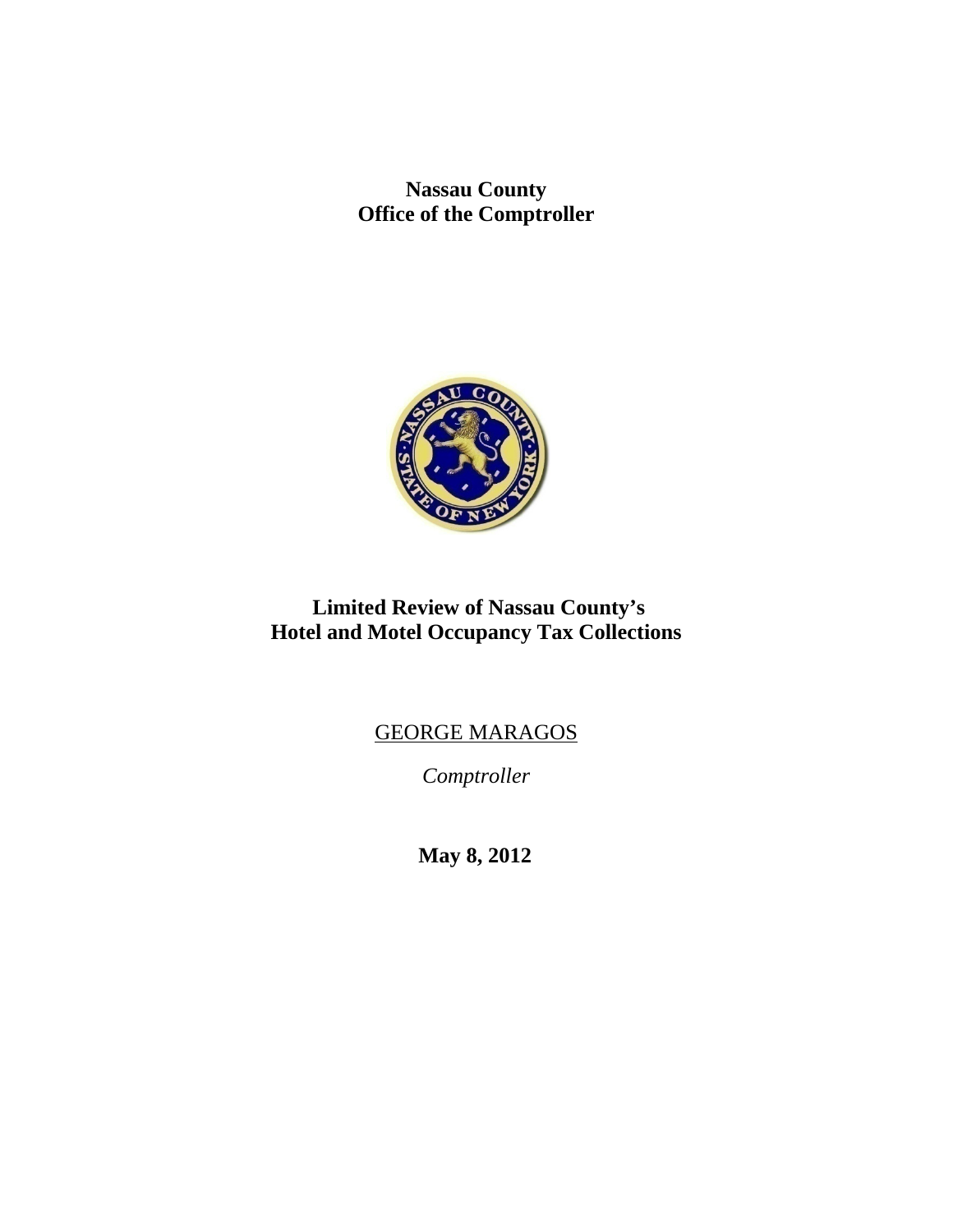**Nassau County**
**Office of the Comptroller**

# Limited Review of Nassau County's Hotel and Motel Occupancy Tax Collections

GEORGE MARAGOS

*Comptroller*

**May 8, 2012**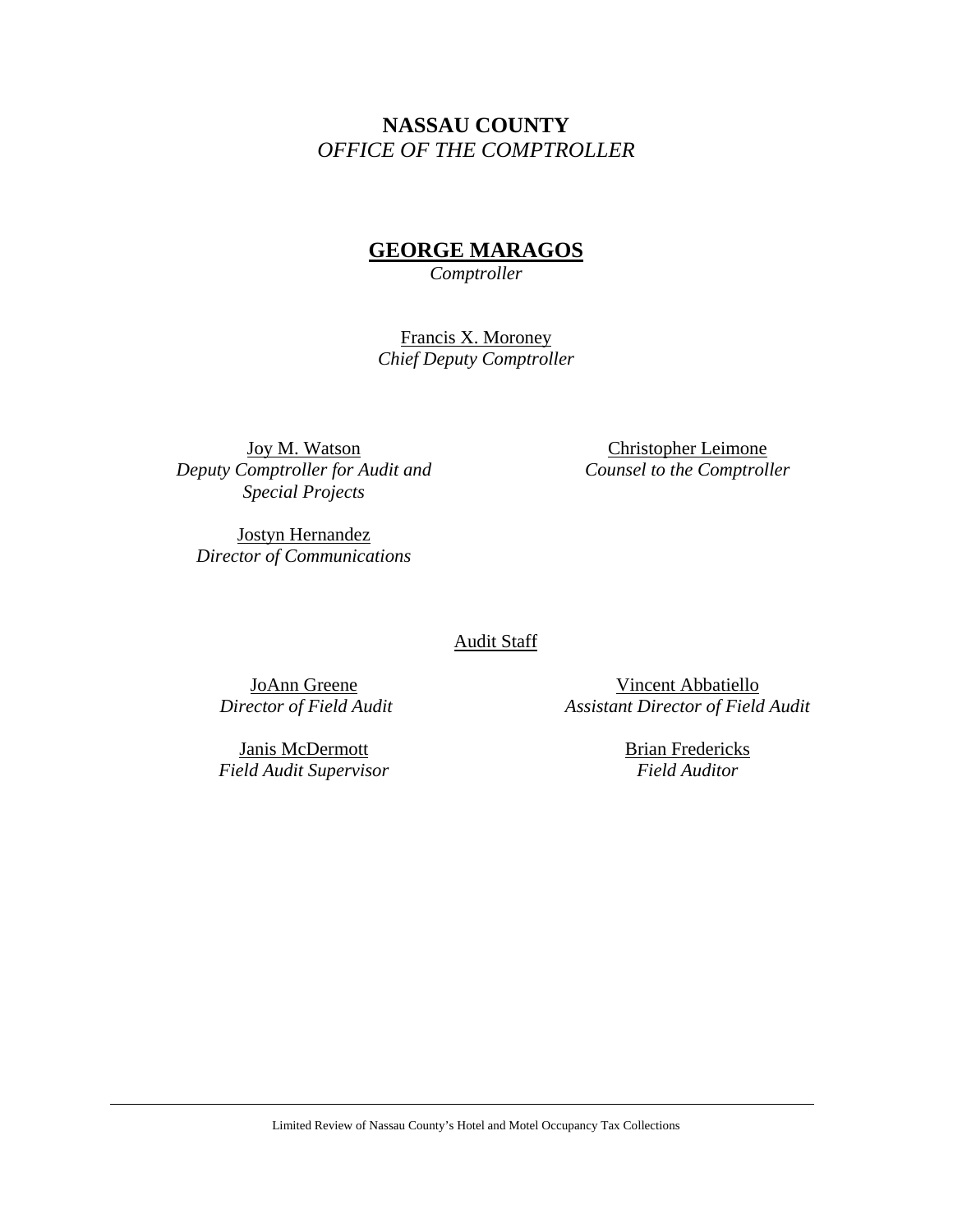**NASSAU COUNTY**
*OFFICE OF THE COMPTROLLER*

**GEORGE MARAGOS**
*Comptroller*

Francis X. Moroney
*Chief Deputy Comptroller*

Joy M. Watson
*Deputy Comptroller for Audit and Special Projects*

Christopher Leimone
*Counsel to the Comptroller*

Jostyn Hernandez
*Director of Communications*

Audit Staff

JoAnn Greene
*Director of Field Audit*

Vincent Abbatiello
*Assistant Director of Field Audit*

Janis McDermott
*Field Audit Supervisor*

Brian Fredericks
*Field Auditor*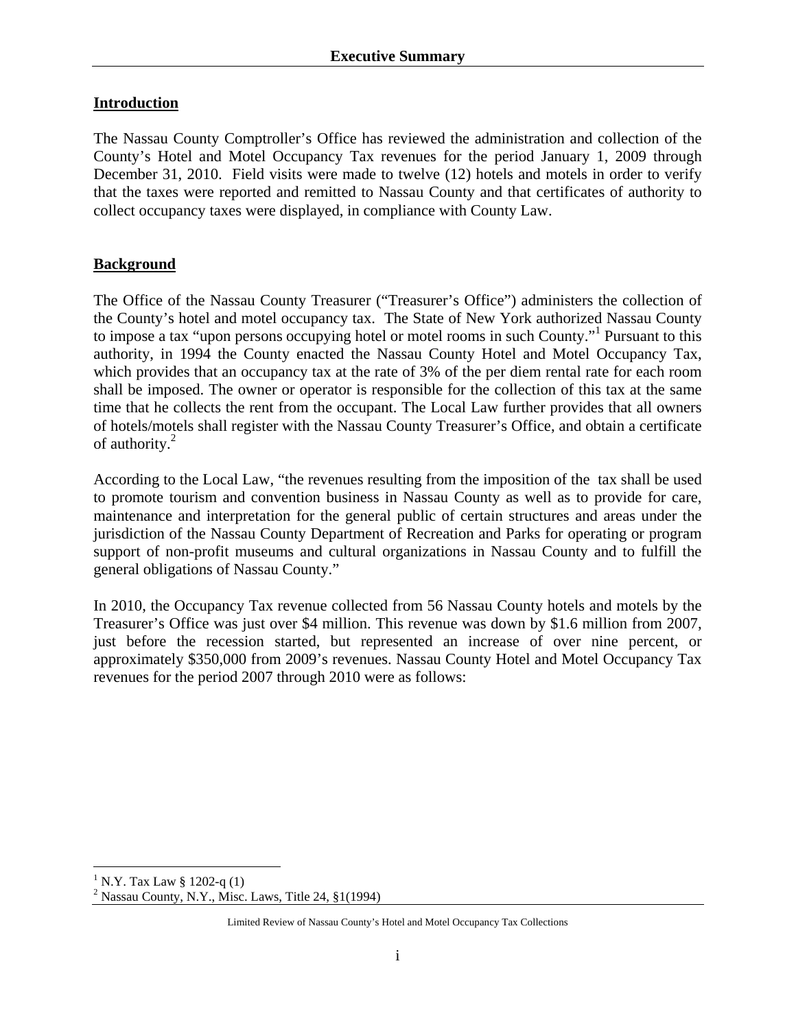# Executive Summary

## Introduction

The Nassau County Comptroller's Office has reviewed the administration and collection of the County's Hotel and Motel Occupancy Tax revenues for the period January 1, 2009 through December 31, 2010. Field visits were made to twelve (12) hotels and motels in order to verify that the taxes were reported and remitted to Nassau County and that certificates of authority to collect occupancy taxes were displayed, in compliance with County Law.

## Background

The Office of the Nassau County Treasurer ("Treasurer's Office") administers the collection of the County's hotel and motel occupancy tax. The State of New York authorized Nassau County to impose a tax "upon persons occupying hotel or motel rooms in such County."[1] Pursuant to this authority, in 1994 the County enacted the Nassau County Hotel and Motel Occupancy Tax, which provides that an occupancy tax at the rate of 3% of the per diem rental rate for each room shall be imposed. The owner or operator is responsible for the collection of this tax at the same time that he collects the rent from the occupant. The Local Law further provides that all owners of hotels/motels shall register with the Nassau County Treasurer's Office, and obtain a certificate of authority.[2]

According to the Local Law, "the revenues resulting from the imposition of the tax shall be used to promote tourism and convention business in Nassau County as well as to provide for care, maintenance and interpretation for the general public of certain structures and areas under the jurisdiction of the Nassau County Department of Recreation and Parks for operating or program support of non-profit museums and cultural organizations in Nassau County and to fulfill the general obligations of Nassau County."

In 2010, the Occupancy Tax revenue collected from 56 Nassau County hotels and motels by the Treasurer's Office was just over $4 million. This revenue was down by $1.6 million from 2007, just before the recession started, but represented an increase of over nine percent, or approximately $350,000 from 2009's revenues. Nassau County Hotel and Motel Occupancy Tax revenues for the period 2007 through 2010 were as follows:

[1] N.Y. Tax Law § 1202-q (1)

[2] Nassau County, N.Y., Misc. Laws, Title 24, §1(1994)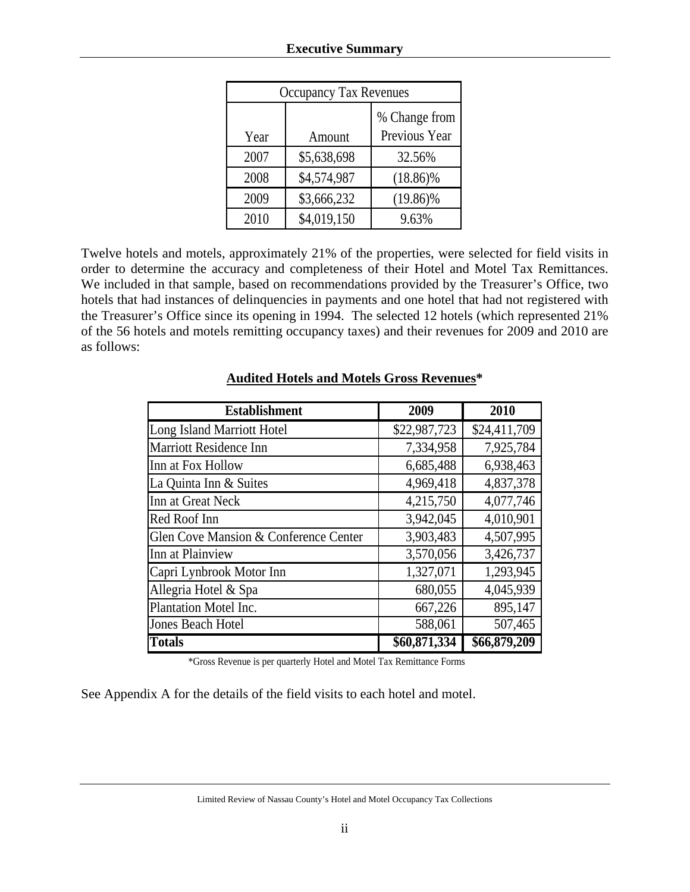## Executive Summary

| Occupancy Tax Revenues | | |
|---|---|---|
| Year | Amount | % Change from Previous Year |
| 2007 | $5,638,698 | 32.56% |
| 2008 | $4,574,987 | (18.86)% |
| 2009 | $3,666,232 | (19.86)% |
| 2010 | $4,019,150 | 9.63% |

Twelve hotels and motels, approximately 21% of the properties, were selected for field visits in order to determine the accuracy and completeness of their Hotel and Motel Tax Remittances. We included in that sample, based on recommendations provided by the Treasurer's Office, two hotels that had instances of delinquencies in payments and one hotel that had not registered with the Treasurer's Office since its opening in 1994. The selected 12 hotels (which represented 21% of the 56 hotels and motels remitting occupancy taxes) and their revenues for 2009 and 2010 are as follows:

**Audited Hotels and Motels Gross Revenues***

| Establishment | 2009 | 2010 |
|---|---|---|
| Long Island Marriott Hotel | $22,987,723 | $24,411,709 |
| Marriott Residence Inn | 7,334,958 | 7,925,784 |
| Inn at Fox Hollow | 6,685,488 | 6,938,463 |
| La Quinta Inn & Suites | 4,969,418 | 4,837,378 |
| Inn at Great Neck | 4,215,750 | 4,077,746 |
| Red Roof Inn | 3,942,045 | 4,010,901 |
| Glen Cove Mansion & Conference Center | 3,903,483 | 4,507,995 |
| Inn at Plainview | 3,570,056 | 3,426,737 |
| Capri Lynbrook Motor Inn | 1,327,071 | 1,293,945 |
| Allegria Hotel & Spa | 680,055 | 4,045,939 |
| Plantation Motel Inc. | 667,226 | 895,147 |
| Jones Beach Hotel | 588,061 | 507,465 |
| **Totals** | **$60,871,334** | **$66,879,209** |

*Gross Revenue is per quarterly Hotel and Motel Tax Remittance Forms

See Appendix A for the details of the field visits to each hotel and motel.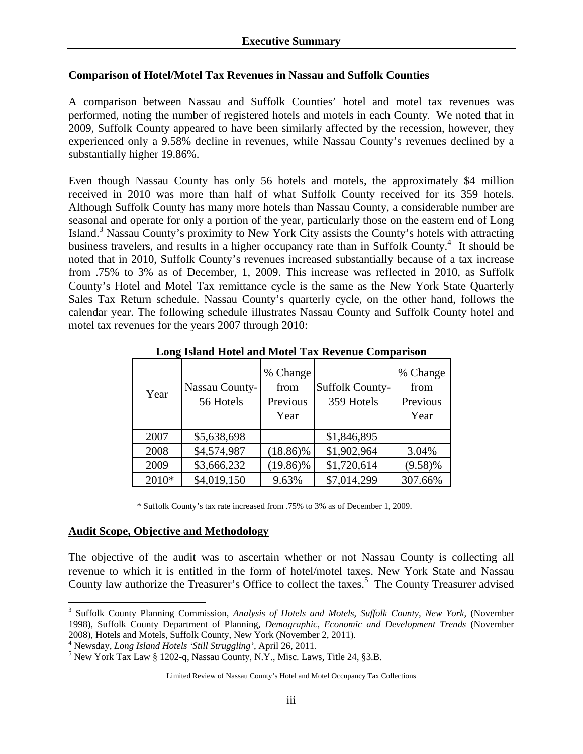## Comparison of Hotel/Motel Tax Revenues in Nassau and Suffolk Counties

A comparison between Nassau and Suffolk Counties' hotel and motel tax revenues was performed, noting the number of registered hotels and motels in each County. We noted that in 2009, Suffolk County appeared to have been similarly affected by the recession, however, they experienced only a 9.58% decline in revenues, while Nassau County's revenues declined by a substantially higher 19.86%.

Even though Nassau County has only 56 hotels and motels, the approximately \$4 million received in 2010 was more than half of what Suffolk County received for its 359 hotels. Although Suffolk County has many more hotels than Nassau County, a considerable number are seasonal and operate for only a portion of the year, particularly those on the eastern end of Long Island.[3] Nassau County's proximity to New York City assists the County's hotels with attracting business travelers, and results in a higher occupancy rate than in Suffolk County.[4] It should be noted that in 2010, Suffolk County's revenues increased substantially because of a tax increase from .75% to 3% as of December, 1, 2009. This increase was reflected in 2010, as Suffolk County's Hotel and Motel Tax remittance cycle is the same as the New York State Quarterly Sales Tax Return schedule. Nassau County's quarterly cycle, on the other hand, follows the calendar year. The following schedule illustrates Nassau County and Suffolk County hotel and motel tax revenues for the years 2007 through 2010:

**Long Island Hotel and Motel Tax Revenue Comparison**

| Year | Nassau County-56 Hotels | % Change from Previous Year | Suffolk County-359 Hotels | % Change from Previous Year |
|---|---|---|---|---|
| 2007 | \$5,638,698 | | \$1,846,895 | |
| 2008 | \$4,574,987 | (18.86)% | \$1,902,964 | 3.04% |
| 2009 | \$3,666,232 | (19.86)% | \$1,720,614 | (9.58)% |
| 2010* | \$4,019,150 | 9.63% | \$7,014,299 | 307.66% |

\* Suffolk County's tax rate increased from .75% to 3% as of December 1, 2009.

## Audit Scope, Objective and Methodology

The objective of the audit was to ascertain whether or not Nassau County is collecting all revenue to which it is entitled in the form of hotel/motel taxes. New York State and Nassau County law authorize the Treasurer's Office to collect the taxes.[5] The County Treasurer advised

---

[3] Suffolk County Planning Commission, *Analysis of Hotels and Motels, Suffolk County, New York,* (November 1998), Suffolk County Department of Planning, *Demographic, Economic and Development Trends* (November 2008), Hotels and Motels, Suffolk County, New York (November 2, 2011).

[4] Newsday, *Long Island Hotels 'Still Struggling'*, April 26, 2011.

[5] New York Tax Law § 1202-q, Nassau County, N.Y., Misc. Laws, Title 24, §3.B.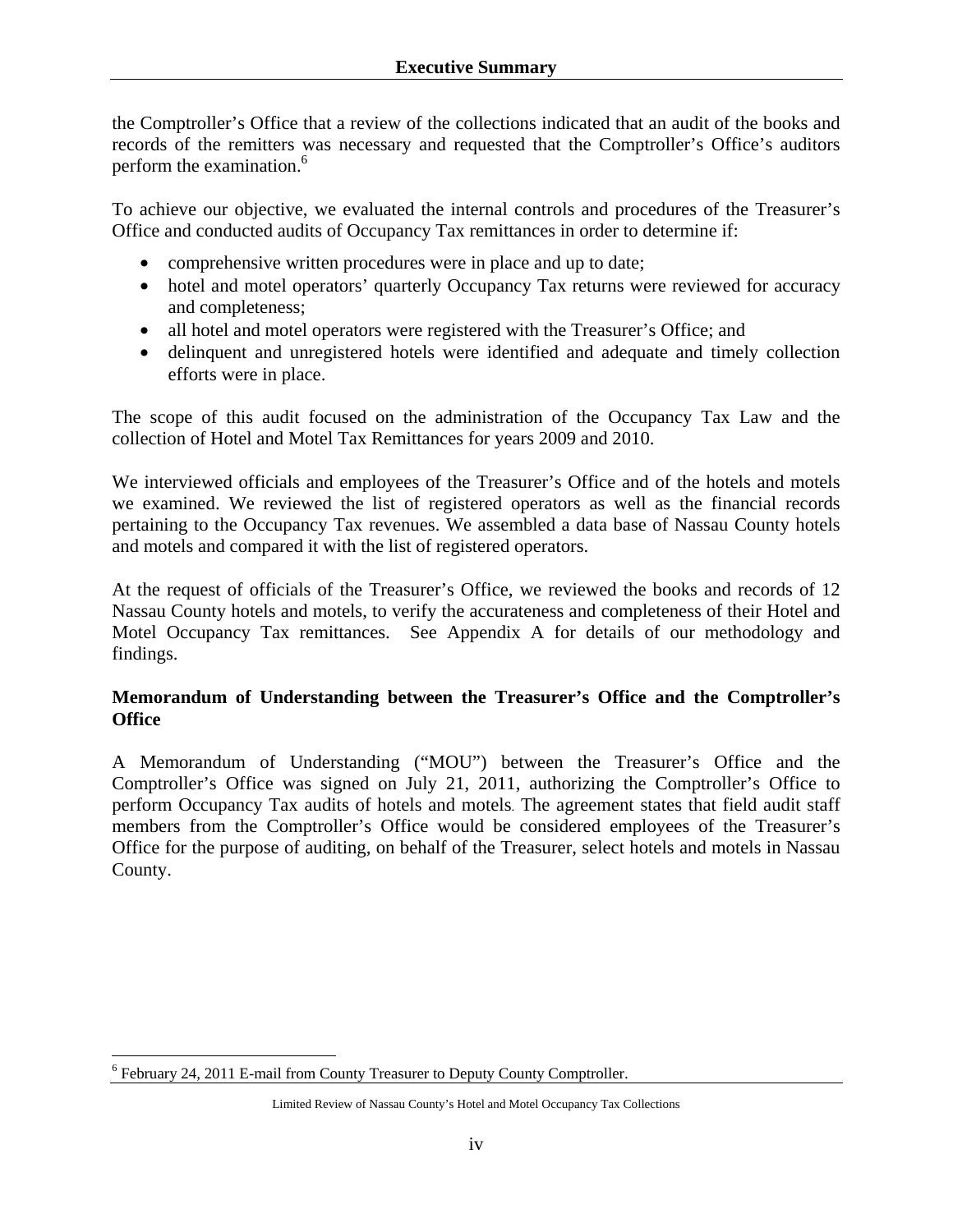the Comptroller's Office that a review of the collections indicated that an audit of the books and records of the remitters was necessary and requested that the Comptroller's Office's auditors perform the examination.[6]

To achieve our objective, we evaluated the internal controls and procedures of the Treasurer's Office and conducted audits of Occupancy Tax remittances in order to determine if:

- comprehensive written procedures were in place and up to date;
- hotel and motel operators' quarterly Occupancy Tax returns were reviewed for accuracy and completeness;
- all hotel and motel operators were registered with the Treasurer's Office; and
- delinquent and unregistered hotels were identified and adequate and timely collection efforts were in place.

The scope of this audit focused on the administration of the Occupancy Tax Law and the collection of Hotel and Motel Tax Remittances for years 2009 and 2010.

We interviewed officials and employees of the Treasurer's Office and of the hotels and motels we examined. We reviewed the list of registered operators as well as the financial records pertaining to the Occupancy Tax revenues. We assembled a data base of Nassau County hotels and motels and compared it with the list of registered operators.

At the request of officials of the Treasurer's Office, we reviewed the books and records of 12 Nassau County hotels and motels, to verify the accurateness and completeness of their Hotel and Motel Occupancy Tax remittances. See Appendix A for details of our methodology and findings.

**Memorandum of Understanding between the Treasurer's Office and the Comptroller's Office**

A Memorandum of Understanding ("MOU") between the Treasurer's Office and the Comptroller's Office was signed on July 21, 2011, authorizing the Comptroller's Office to perform Occupancy Tax audits of hotels and motels. The agreement states that field audit staff members from the Comptroller's Office would be considered employees of the Treasurer's Office for the purpose of auditing, on behalf of the Treasurer, select hotels and motels in Nassau County.

[6] February 24, 2011 E-mail from County Treasurer to Deputy County Comptroller.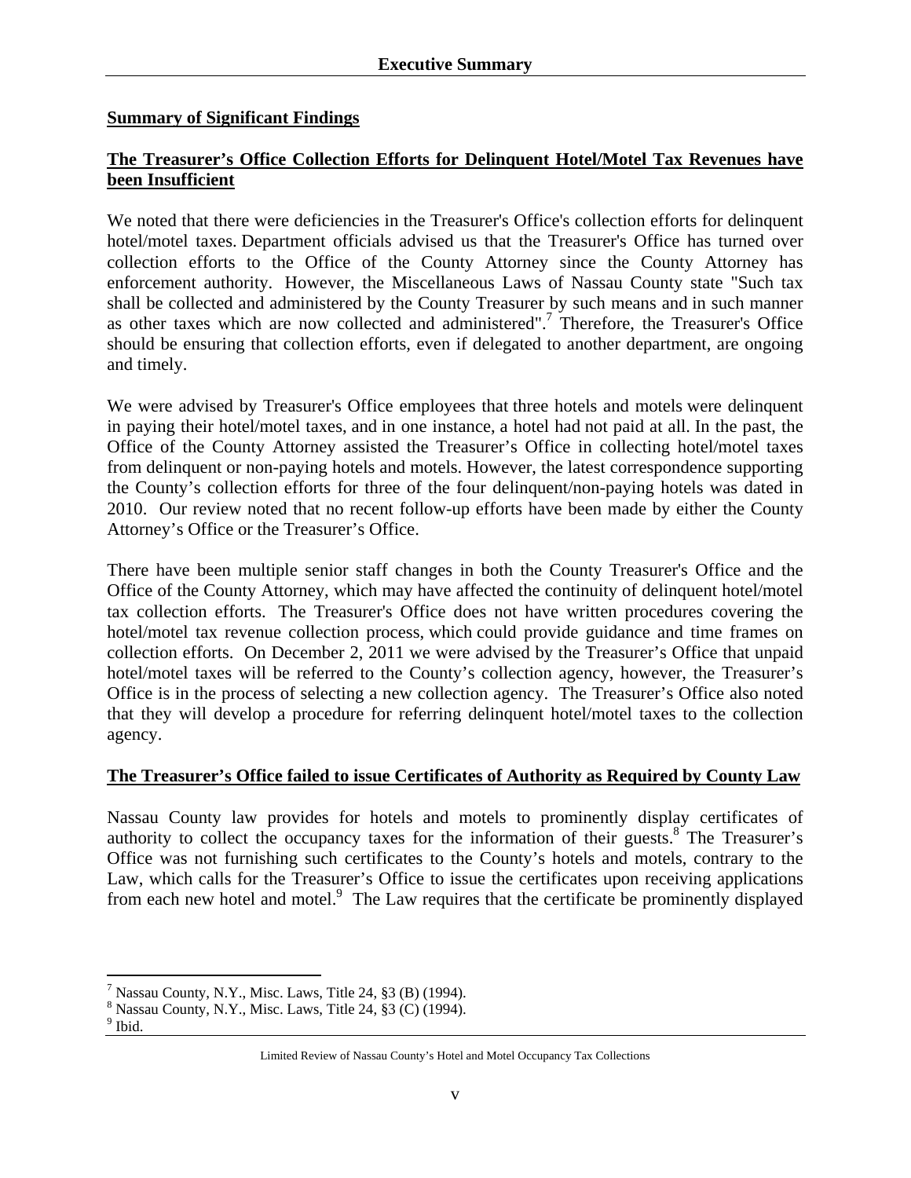## Executive Summary

### Summary of Significant Findings

### The Treasurer's Office Collection Efforts for Delinquent Hotel/Motel Tax Revenues have been Insufficient

We noted that there were deficiencies in the Treasurer's Office's collection efforts for delinquent hotel/motel taxes. Department officials advised us that the Treasurer's Office has turned over collection efforts to the Office of the County Attorney since the County Attorney has enforcement authority. However, the Miscellaneous Laws of Nassau County state "Such tax shall be collected and administered by the County Treasurer by such means and in such manner as other taxes which are now collected and administered".[7] Therefore, the Treasurer's Office should be ensuring that collection efforts, even if delegated to another department, are ongoing and timely.

We were advised by Treasurer's Office employees that three hotels and motels were delinquent in paying their hotel/motel taxes, and in one instance, a hotel had not paid at all. In the past, the Office of the County Attorney assisted the Treasurer's Office in collecting hotel/motel taxes from delinquent or non-paying hotels and motels. However, the latest correspondence supporting the County's collection efforts for three of the four delinquent/non-paying hotels was dated in 2010. Our review noted that no recent follow-up efforts have been made by either the County Attorney's Office or the Treasurer's Office.

There have been multiple senior staff changes in both the County Treasurer's Office and the Office of the County Attorney, which may have affected the continuity of delinquent hotel/motel tax collection efforts. The Treasurer's Office does not have written procedures covering the hotel/motel tax revenue collection process, which could provide guidance and time frames on collection efforts. On December 2, 2011 we were advised by the Treasurer's Office that unpaid hotel/motel taxes will be referred to the County's collection agency, however, the Treasurer's Office is in the process of selecting a new collection agency. The Treasurer's Office also noted that they will develop a procedure for referring delinquent hotel/motel taxes to the collection agency.

### The Treasurer's Office failed to issue Certificates of Authority as Required by County Law

Nassau County law provides for hotels and motels to prominently display certificates of authority to collect the occupancy taxes for the information of their guests.[8] The Treasurer's Office was not furnishing such certificates to the County's hotels and motels, contrary to the Law, which calls for the Treasurer's Office to issue the certificates upon receiving applications from each new hotel and motel.[9] The Law requires that the certificate be prominently displayed

---

[7] Nassau County, N.Y., Misc. Laws, Title 24, §3 (B) (1994).
[8] Nassau County, N.Y., Misc. Laws, Title 24, §3 (C) (1994).
[9] Ibid.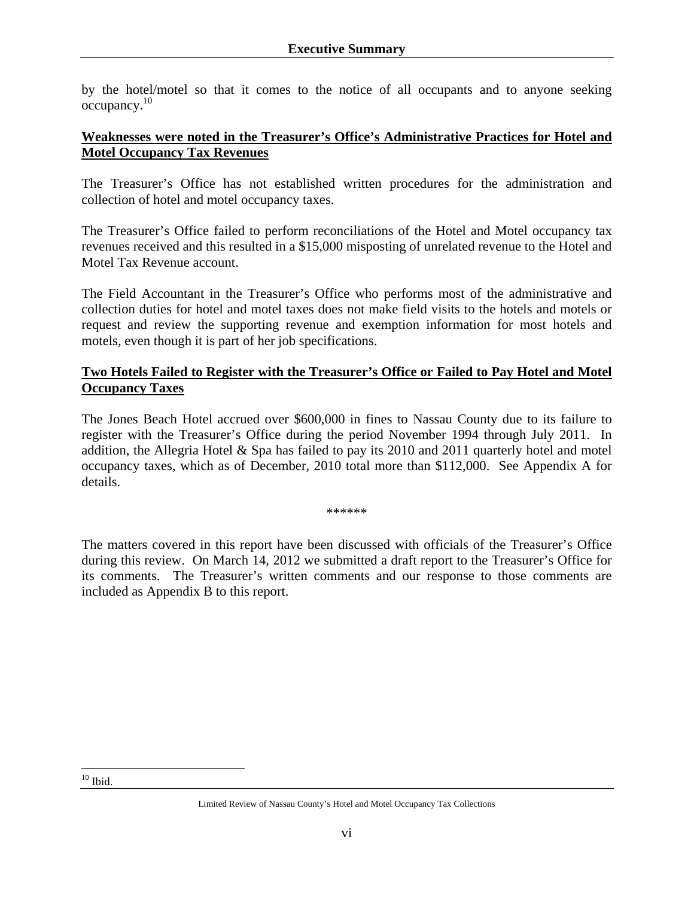by the hotel/motel so that it comes to the notice of all occupants and to anyone seeking occupancy.[10]

**<u>Weaknesses were noted in the Treasurer's Office's Administrative Practices for Hotel and Motel Occupancy Tax Revenues</u>**

The Treasurer's Office has not established written procedures for the administration and collection of hotel and motel occupancy taxes.

The Treasurer's Office failed to perform reconciliations of the Hotel and Motel occupancy tax revenues received and this resulted in a $15,000 misposting of unrelated revenue to the Hotel and Motel Tax Revenue account.

The Field Accountant in the Treasurer's Office who performs most of the administrative and collection duties for hotel and motel taxes does not make field visits to the hotels and motels or request and review the supporting revenue and exemption information for most hotels and motels, even though it is part of her job specifications.

**<u>Two Hotels Failed to Register with the Treasurer's Office or Failed to Pay Hotel and Motel Occupancy Taxes</u>**

The Jones Beach Hotel accrued over $600,000 in fines to Nassau County due to its failure to register with the Treasurer's Office during the period November 1994 through July 2011. In addition, the Allegria Hotel & Spa has failed to pay its 2010 and 2011 quarterly hotel and motel occupancy taxes, which as of December, 2010 total more than $112,000. See Appendix A for details.

******

The matters covered in this report have been discussed with officials of the Treasurer's Office during this review. On March 14, 2012 we submitted a draft report to the Treasurer's Office for its comments. The Treasurer's written comments and our response to those comments are included as Appendix B to this report.

---

[10] Ibid.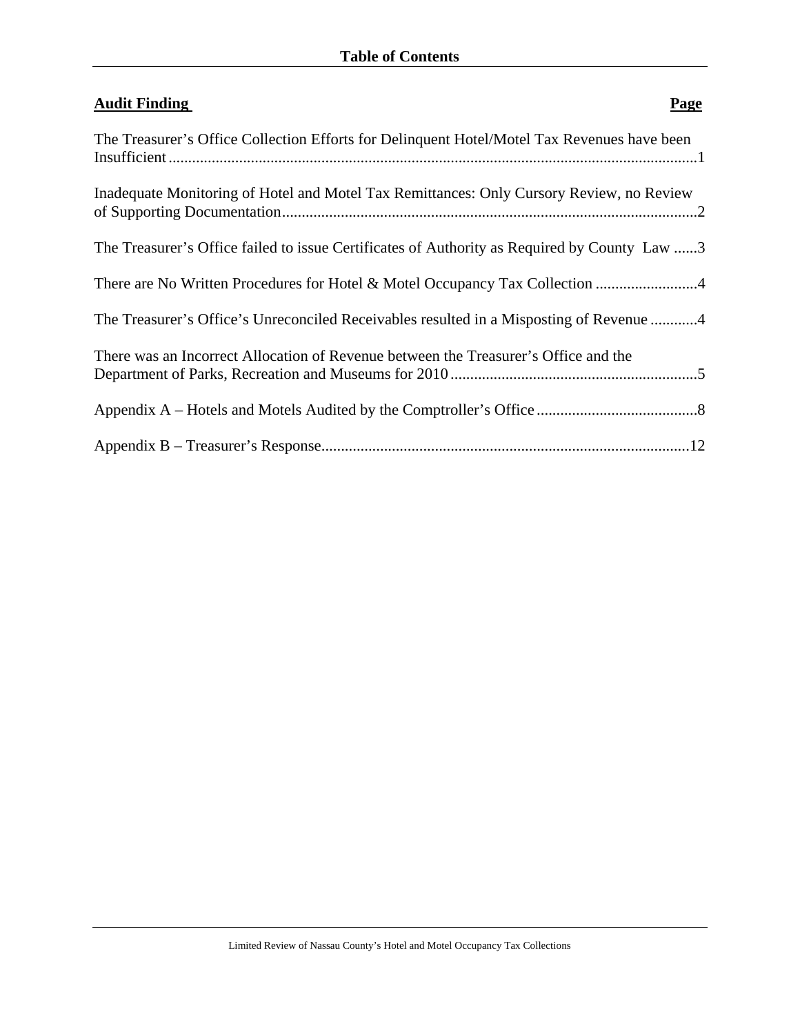# Table of Contents

| **Audit Finding** | **Page** |
| --- | --- |
| The Treasurer's Office Collection Efforts for Delinquent Hotel/Motel Tax Revenues have been Insufficient | 1 |
| Inadequate Monitoring of Hotel and Motel Tax Remittances: Only Cursory Review, no Review of Supporting Documentation | 2 |
| The Treasurer's Office failed to issue Certificates of Authority as Required by County Law | 3 |
| There are No Written Procedures for Hotel & Motel Occupancy Tax Collection | 4 |
| The Treasurer's Office's Unreconciled Receivables resulted in a Misposting of Revenue | 4 |
| There was an Incorrect Allocation of Revenue between the Treasurer's Office and the Department of Parks, Recreation and Museums for 2010 | 5 |
| Appendix A – Hotels and Motels Audited by the Comptroller's Office | 8 |
| Appendix B – Treasurer's Response | 12 |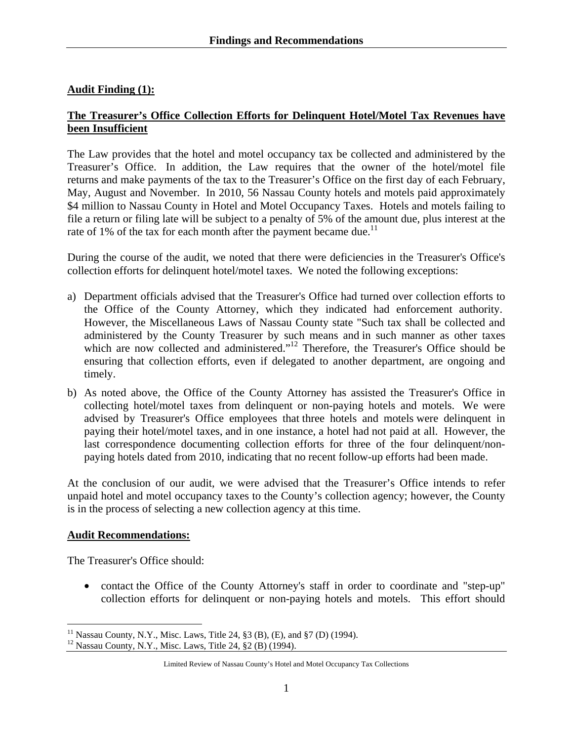## Findings and Recommendations

**Audit Finding (1):**

**The Treasurer's Office Collection Efforts for Delinquent Hotel/Motel Tax Revenues have been Insufficient**

The Law provides that the hotel and motel occupancy tax be collected and administered by the Treasurer's Office. In addition, the Law requires that the owner of the hotel/motel file returns and make payments of the tax to the Treasurer's Office on the first day of each February, May, August and November. In 2010, 56 Nassau County hotels and motels paid approximately $4 million to Nassau County in Hotel and Motel Occupancy Taxes. Hotels and motels failing to file a return or filing late will be subject to a penalty of 5% of the amount due, plus interest at the rate of 1% of the tax for each month after the payment became due.[11]

During the course of the audit, we noted that there were deficiencies in the Treasurer's Office's collection efforts for delinquent hotel/motel taxes. We noted the following exceptions:

a) Department officials advised that the Treasurer's Office had turned over collection efforts to the Office of the County Attorney, which they indicated had enforcement authority. However, the Miscellaneous Laws of Nassau County state "Such tax shall be collected and administered by the County Treasurer by such means and in such manner as other taxes which are now collected and administered."[12] Therefore, the Treasurer's Office should be ensuring that collection efforts, even if delegated to another department, are ongoing and timely.

b) As noted above, the Office of the County Attorney has assisted the Treasurer's Office in collecting hotel/motel taxes from delinquent or non-paying hotels and motels. We were advised by Treasurer's Office employees that three hotels and motels were delinquent in paying their hotel/motel taxes, and in one instance, a hotel had not paid at all. However, the last correspondence documenting collection efforts for three of the four delinquent/non-paying hotels dated from 2010, indicating that no recent follow-up efforts had been made.

At the conclusion of our audit, we were advised that the Treasurer's Office intends to refer unpaid hotel and motel occupancy taxes to the County's collection agency; however, the County is in the process of selecting a new collection agency at this time.

**Audit Recommendations:**

The Treasurer's Office should:

- contact the Office of the County Attorney's staff in order to coordinate and "step-up" collection efforts for delinquent or non-paying hotels and motels. This effort should

---

[11] Nassau County, N.Y., Misc. Laws, Title 24, §3 (B), (E), and §7 (D) (1994).

[12] Nassau County, N.Y., Misc. Laws, Title 24, §2 (B) (1994).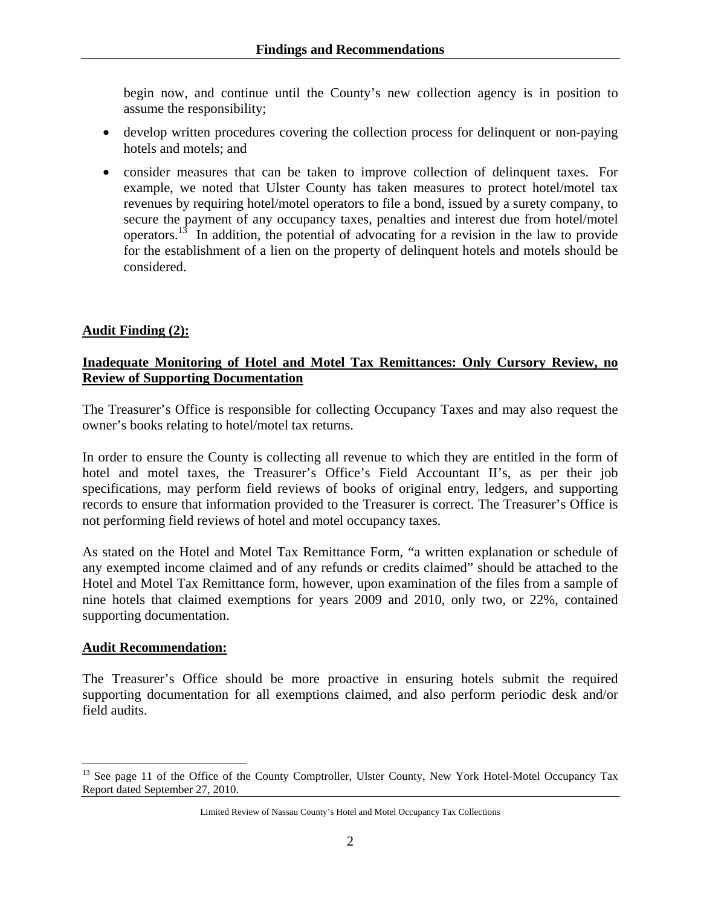begin now, and continue until the County's new collection agency is in position to assume the responsibility;

- develop written procedures covering the collection process for delinquent or non-paying hotels and motels; and
- consider measures that can be taken to improve collection of delinquent taxes. For example, we noted that Ulster County has taken measures to protect hotel/motel tax revenues by requiring hotel/motel operators to file a bond, issued by a surety company, to secure the payment of any occupancy taxes, penalties and interest due from hotel/motel operators.[13] In addition, the potential of advocating for a revision in the law to provide for the establishment of a lien on the property of delinquent hotels and motels should be considered.

**Audit Finding (2):**

**Inadequate Monitoring of Hotel and Motel Tax Remittances: Only Cursory Review, no Review of Supporting Documentation**

The Treasurer's Office is responsible for collecting Occupancy Taxes and may also request the owner's books relating to hotel/motel tax returns.

In order to ensure the County is collecting all revenue to which they are entitled in the form of hotel and motel taxes, the Treasurer's Office's Field Accountant II's, as per their job specifications, may perform field reviews of books of original entry, ledgers, and supporting records to ensure that information provided to the Treasurer is correct. The Treasurer's Office is not performing field reviews of hotel and motel occupancy taxes.

As stated on the Hotel and Motel Tax Remittance Form, "a written explanation or schedule of any exempted income claimed and of any refunds or credits claimed" should be attached to the Hotel and Motel Tax Remittance form, however, upon examination of the files from a sample of nine hotels that claimed exemptions for years 2009 and 2010, only two, or 22%, contained supporting documentation.

**Audit Recommendation:**

The Treasurer's Office should be more proactive in ensuring hotels submit the required supporting documentation for all exemptions claimed, and also perform periodic desk and/or field audits.

[13] See page 11 of the Office of the County Comptroller, Ulster County, New York Hotel-Motel Occupancy Tax Report dated September 27, 2010.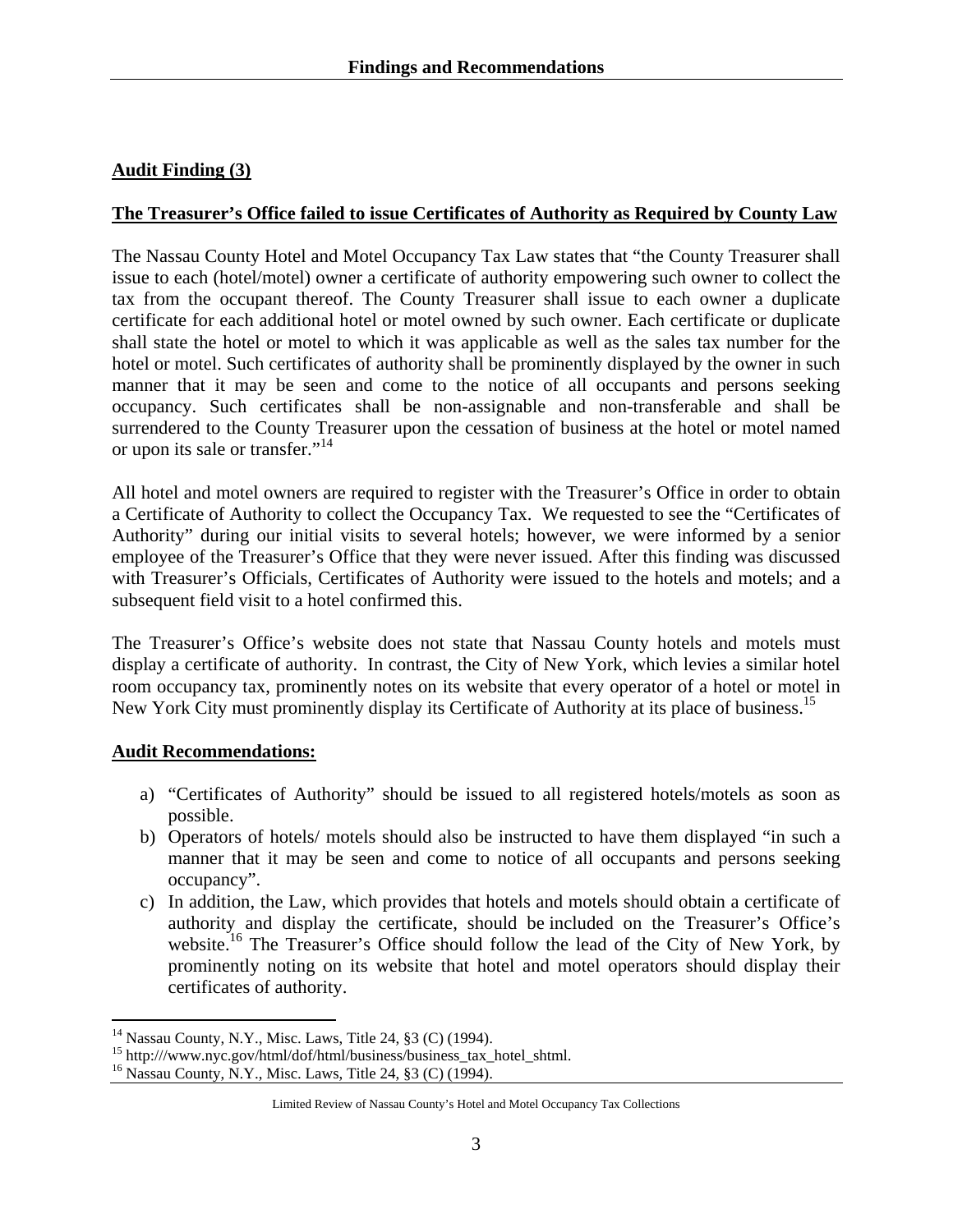## Audit Finding (3)

**The Treasurer's Office failed to issue Certificates of Authority as Required by County Law**

The Nassau County Hotel and Motel Occupancy Tax Law states that "the County Treasurer shall issue to each (hotel/motel) owner a certificate of authority empowering such owner to collect the tax from the occupant thereof. The County Treasurer shall issue to each owner a duplicate certificate for each additional hotel or motel owned by such owner. Each certificate or duplicate shall state the hotel or motel to which it was applicable as well as the sales tax number for the hotel or motel. Such certificates of authority shall be prominently displayed by the owner in such manner that it may be seen and come to the notice of all occupants and persons seeking occupancy. Such certificates shall be non-assignable and non-transferable and shall be surrendered to the County Treasurer upon the cessation of business at the hotel or motel named or upon its sale or transfer."[14]

All hotel and motel owners are required to register with the Treasurer's Office in order to obtain a Certificate of Authority to collect the Occupancy Tax. We requested to see the "Certificates of Authority" during our initial visits to several hotels; however, we were informed by a senior employee of the Treasurer's Office that they were never issued. After this finding was discussed with Treasurer's Officials, Certificates of Authority were issued to the hotels and motels; and a subsequent field visit to a hotel confirmed this.

The Treasurer's Office's website does not state that Nassau County hotels and motels must display a certificate of authority. In contrast, the City of New York, which levies a similar hotel room occupancy tax, prominently notes on its website that every operator of a hotel or motel in New York City must prominently display its Certificate of Authority at its place of business.[15]

**Audit Recommendations:**

a) "Certificates of Authority" should be issued to all registered hotels/motels as soon as possible.
b) Operators of hotels/ motels should also be instructed to have them displayed "in such a manner that it may be seen and come to notice of all occupants and persons seeking occupancy".
c) In addition, the Law, which provides that hotels and motels should obtain a certificate of authority and display the certificate, should be included on the Treasurer's Office's website.[16] The Treasurer's Office should follow the lead of the City of New York, by prominently noting on its website that hotel and motel operators should display their certificates of authority.

---

[14] Nassau County, N.Y., Misc. Laws, Title 24, §3 (C) (1994).
[15] http:///www.nyc.gov/html/dof/html/business/business_tax_hotel_shtml.
[16] Nassau County, N.Y., Misc. Laws, Title 24, §3 (C) (1994).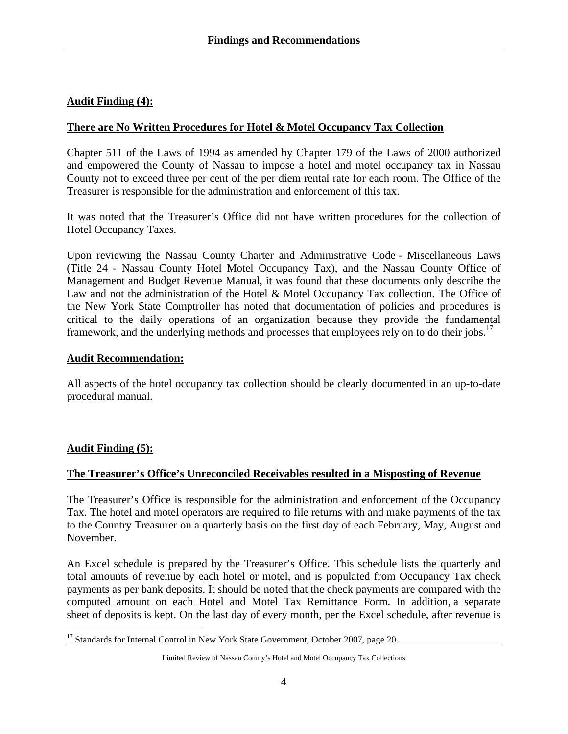**Audit Finding (4):**

**There are No Written Procedures for Hotel & Motel Occupancy Tax Collection**

Chapter 511 of the Laws of 1994 as amended by Chapter 179 of the Laws of 2000 authorized and empowered the County of Nassau to impose a hotel and motel occupancy tax in Nassau County not to exceed three per cent of the per diem rental rate for each room. The Office of the Treasurer is responsible for the administration and enforcement of this tax.

It was noted that the Treasurer's Office did not have written procedures for the collection of Hotel Occupancy Taxes.

Upon reviewing the Nassau County Charter and Administrative Code - Miscellaneous Laws (Title 24 - Nassau County Hotel Motel Occupancy Tax), and the Nassau County Office of Management and Budget Revenue Manual, it was found that these documents only describe the Law and not the administration of the Hotel & Motel Occupancy Tax collection. The Office of the New York State Comptroller has noted that documentation of policies and procedures is critical to the daily operations of an organization because they provide the fundamental framework, and the underlying methods and processes that employees rely on to do their jobs.[17]

**Audit Recommendation:**

All aspects of the hotel occupancy tax collection should be clearly documented in an up-to-date procedural manual.

**Audit Finding (5):**

**The Treasurer's Office's Unreconciled Receivables resulted in a Misposting of Revenue**

The Treasurer's Office is responsible for the administration and enforcement of the Occupancy Tax. The hotel and motel operators are required to file returns with and make payments of the tax to the Country Treasurer on a quarterly basis on the first day of each February, May, August and November.

An Excel schedule is prepared by the Treasurer's Office. This schedule lists the quarterly and total amounts of revenue by each hotel or motel, and is populated from Occupancy Tax check payments as per bank deposits. It should be noted that the check payments are compared with the computed amount on each Hotel and Motel Tax Remittance Form. In addition, a separate sheet of deposits is kept. On the last day of every month, per the Excel schedule, after revenue is

[17] Standards for Internal Control in New York State Government, October 2007, page 20.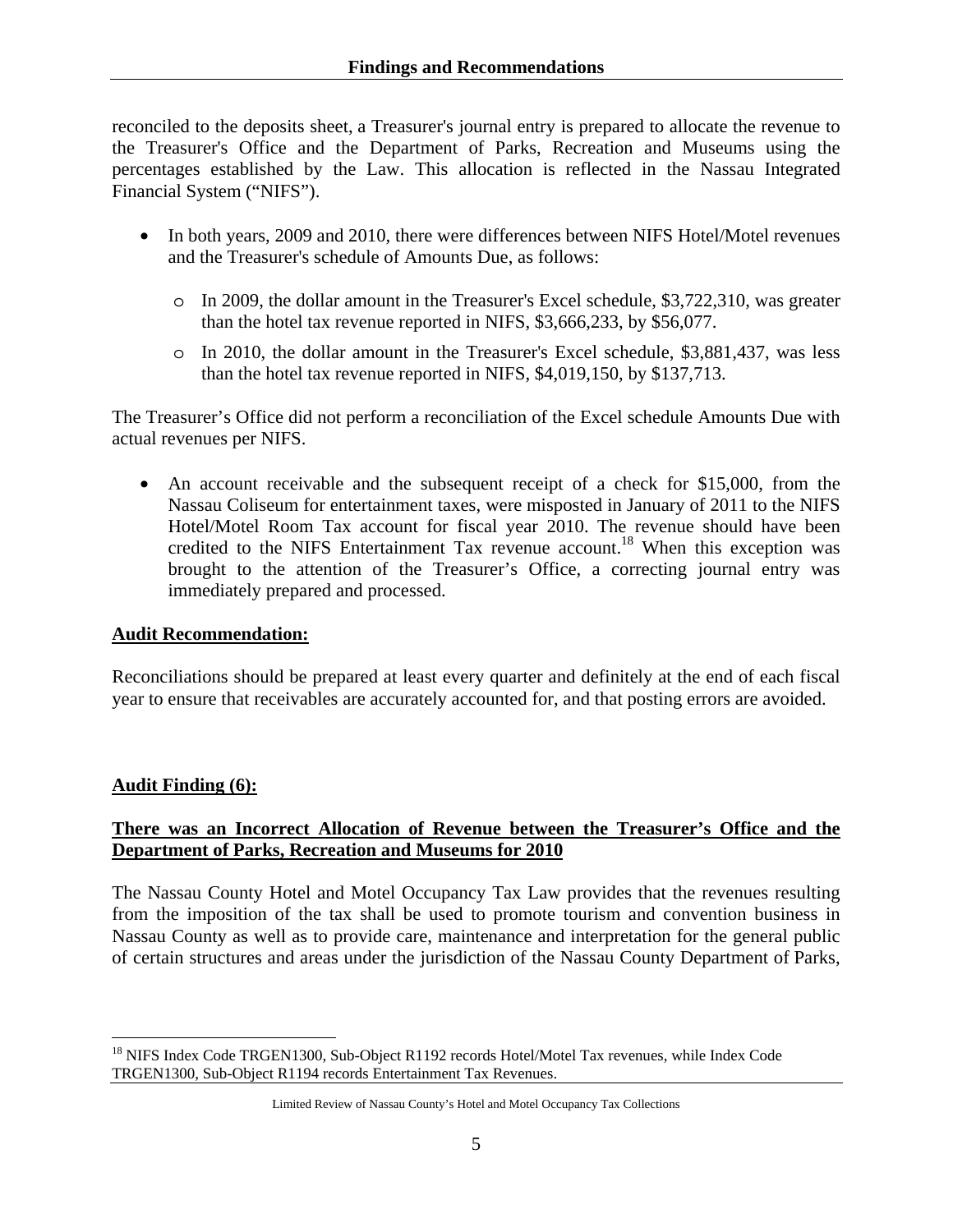reconciled to the deposits sheet, a Treasurer's journal entry is prepared to allocate the revenue to the Treasurer's Office and the Department of Parks, Recreation and Museums using the percentages established by the Law. This allocation is reflected in the Nassau Integrated Financial System ("NIFS").

- In both years, 2009 and 2010, there were differences between NIFS Hotel/Motel revenues and the Treasurer's schedule of Amounts Due, as follows:
  - In 2009, the dollar amount in the Treasurer's Excel schedule, $3,722,310, was greater than the hotel tax revenue reported in NIFS, $3,666,233, by $56,077.
  - In 2010, the dollar amount in the Treasurer's Excel schedule, $3,881,437, was less than the hotel tax revenue reported in NIFS, $4,019,150, by $137,713.

The Treasurer's Office did not perform a reconciliation of the Excel schedule Amounts Due with actual revenues per NIFS.

- An account receivable and the subsequent receipt of a check for $15,000, from the Nassau Coliseum for entertainment taxes, were misposted in January of 2011 to the NIFS Hotel/Motel Room Tax account for fiscal year 2010. The revenue should have been credited to the NIFS Entertainment Tax revenue account.[18] When this exception was brought to the attention of the Treasurer's Office, a correcting journal entry was immediately prepared and processed.

**Audit Recommendation:**

Reconciliations should be prepared at least every quarter and definitely at the end of each fiscal year to ensure that receivables are accurately accounted for, and that posting errors are avoided.

**Audit Finding (6):**

**There was an Incorrect Allocation of Revenue between the Treasurer's Office and the Department of Parks, Recreation and Museums for 2010**

The Nassau County Hotel and Motel Occupancy Tax Law provides that the revenues resulting from the imposition of the tax shall be used to promote tourism and convention business in Nassau County as well as to provide care, maintenance and interpretation for the general public of certain structures and areas under the jurisdiction of the Nassau County Department of Parks,

[18] NIFS Index Code TRGEN1300, Sub-Object R1192 records Hotel/Motel Tax revenues, while Index Code TRGEN1300, Sub-Object R1194 records Entertainment Tax Revenues.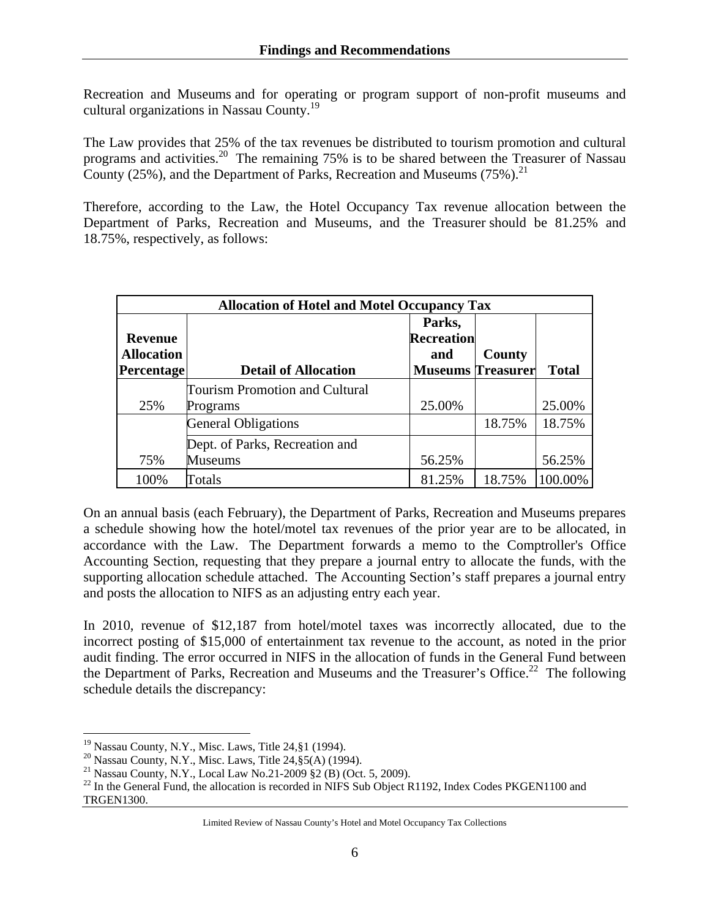Recreation and Museums and for operating or program support of non-profit museums and cultural organizations in Nassau County.[19]

The Law provides that 25% of the tax revenues be distributed to tourism promotion and cultural programs and activities.[20] The remaining 75% is to be shared between the Treasurer of Nassau County (25%), and the Department of Parks, Recreation and Museums (75%).[21]

Therefore, according to the Law, the Hotel Occupancy Tax revenue allocation between the Department of Parks, Recreation and Museums, and the Treasurer should be 81.25% and 18.75%, respectively, as follows:

| **Allocation of Hotel and Motel Occupancy Tax** | | | | |
|---|---|---|---|---|
| **Revenue Allocation Percentage** | **Detail of Allocation** | **Parks, Recreation and Museums** | **County Treasurer** | **Total** |
| 25% | Tourism Promotion and Cultural Programs | 25.00% | | 25.00% |
| | General Obligations | | 18.75% | 18.75% |
| 75% | Dept. of Parks, Recreation and Museums | 56.25% | | 56.25% |
| 100% | Totals | 81.25% | 18.75% | 100.00% |

On an annual basis (each February), the Department of Parks, Recreation and Museums prepares a schedule showing how the hotel/motel tax revenues of the prior year are to be allocated, in accordance with the Law. The Department forwards a memo to the Comptroller's Office Accounting Section, requesting that they prepare a journal entry to allocate the funds, with the supporting allocation schedule attached. The Accounting Section's staff prepares a journal entry and posts the allocation to NIFS as an adjusting entry each year.

In 2010, revenue of $12,187 from hotel/motel taxes was incorrectly allocated, due to the incorrect posting of $15,000 of entertainment tax revenue to the account, as noted in the prior audit finding. The error occurred in NIFS in the allocation of funds in the General Fund between the Department of Parks, Recreation and Museums and the Treasurer's Office.[22] The following schedule details the discrepancy:

---

[19] Nassau County, N.Y., Misc. Laws, Title 24,§1 (1994).

[20] Nassau County, N.Y., Misc. Laws, Title 24,§5(A) (1994).

[21] Nassau County, N.Y., Local Law No.21-2009 §2 (B) (Oct. 5, 2009).

[22] In the General Fund, the allocation is recorded in NIFS Sub Object R1192, Index Codes PKGEN1100 and TRGEN1300.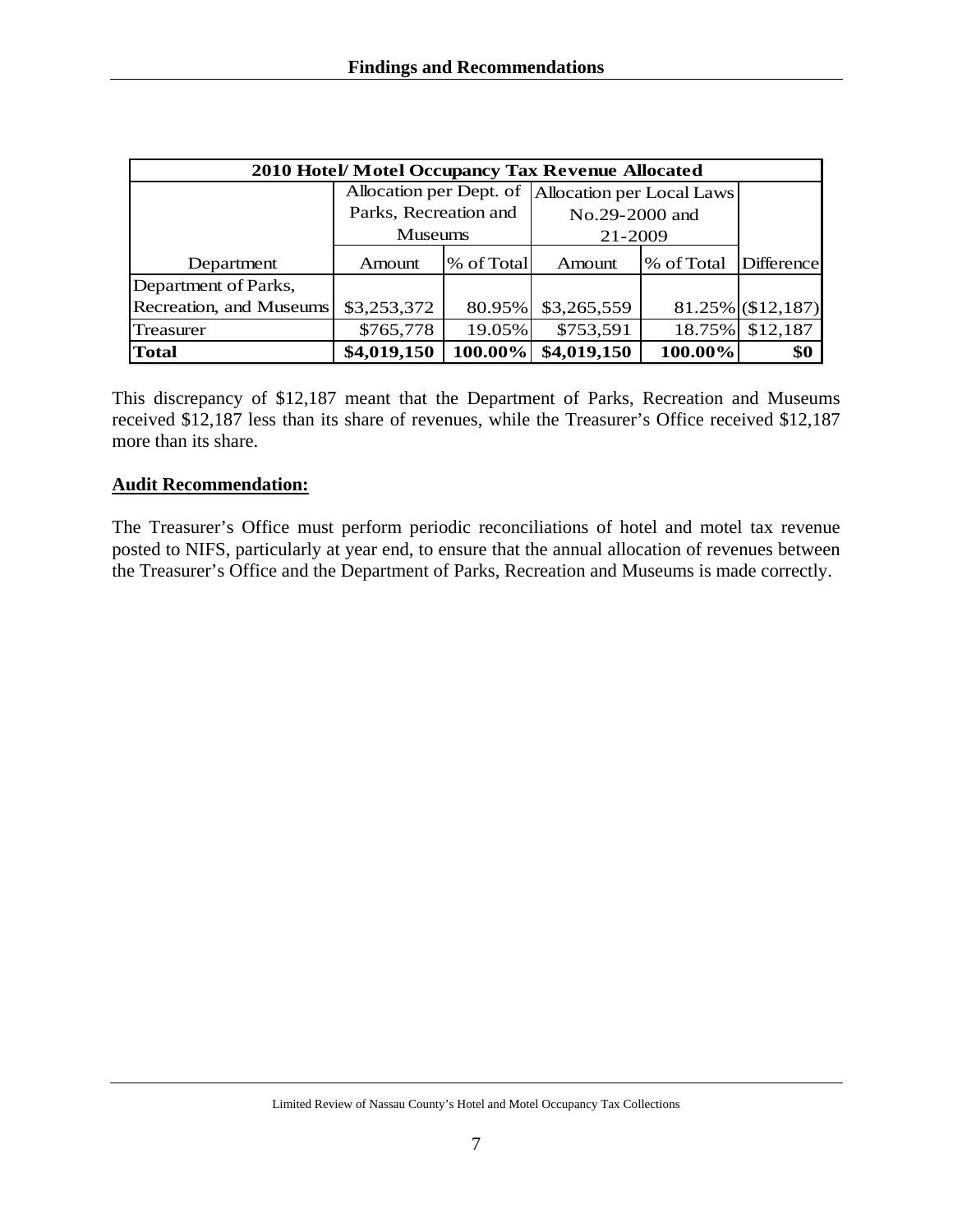| 2010 Hotel/ Motel Occupancy Tax Revenue Allocated | | | | | |
|---|---|---|---|---|---|
| | Allocation per Dept. of Parks, Recreation and Museums | | Allocation per Local Laws No.29-2000 and 21-2009 | | |
| Department | Amount | % of Total | Amount | % of Total | Difference |
| Department of Parks, Recreation, and Museums | $3,253,372 | 80.95% | $3,265,559 | 81.25% | ($12,187) |
| Treasurer | $765,778 | 19.05% | $753,591 | 18.75% | $12,187 |
| **Total** | **$4,019,150** | **100.00%** | **$4,019,150** | **100.00%** | **$0** |

This discrepancy of $12,187 meant that the Department of Parks, Recreation and Museums received $12,187 less than its share of revenues, while the Treasurer's Office received $12,187 more than its share.

**Audit Recommendation:**

The Treasurer's Office must perform periodic reconciliations of hotel and motel tax revenue posted to NIFS, particularly at year end, to ensure that the annual allocation of revenues between the Treasurer's Office and the Department of Parks, Recreation and Museums is made correctly.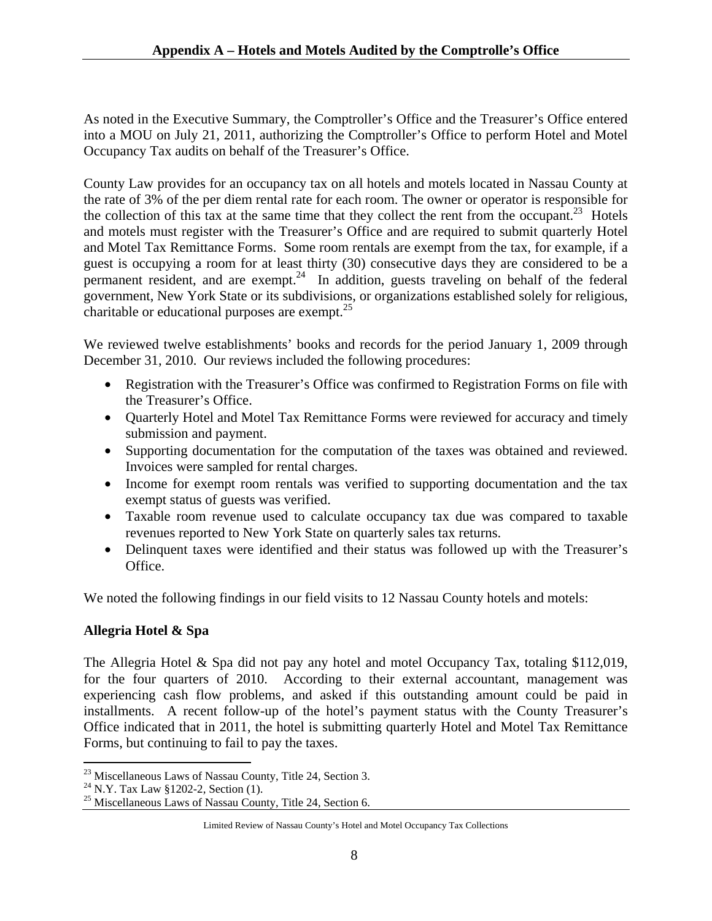## Appendix A – Hotels and Motels Audited by the Comptrolle's Office

As noted in the Executive Summary, the Comptroller's Office and the Treasurer's Office entered into a MOU on July 21, 2011, authorizing the Comptroller's Office to perform Hotel and Motel Occupancy Tax audits on behalf of the Treasurer's Office.

County Law provides for an occupancy tax on all hotels and motels located in Nassau County at the rate of 3% of the per diem rental rate for each room. The owner or operator is responsible for the collection of this tax at the same time that they collect the rent from the occupant.[23] Hotels and motels must register with the Treasurer's Office and are required to submit quarterly Hotel and Motel Tax Remittance Forms. Some room rentals are exempt from the tax, for example, if a guest is occupying a room for at least thirty (30) consecutive days they are considered to be a permanent resident, and are exempt.[24] In addition, guests traveling on behalf of the federal government, New York State or its subdivisions, or organizations established solely for religious, charitable or educational purposes are exempt.[25]

We reviewed twelve establishments' books and records for the period January 1, 2009 through December 31, 2010. Our reviews included the following procedures:

- Registration with the Treasurer's Office was confirmed to Registration Forms on file with the Treasurer's Office.
- Quarterly Hotel and Motel Tax Remittance Forms were reviewed for accuracy and timely submission and payment.
- Supporting documentation for the computation of the taxes was obtained and reviewed. Invoices were sampled for rental charges.
- Income for exempt room rentals was verified to supporting documentation and the tax exempt status of guests was verified.
- Taxable room revenue used to calculate occupancy tax due was compared to taxable revenues reported to New York State on quarterly sales tax returns.
- Delinquent taxes were identified and their status was followed up with the Treasurer's Office.

We noted the following findings in our field visits to 12 Nassau County hotels and motels:

**Allegria Hotel & Spa**

The Allegria Hotel & Spa did not pay any hotel and motel Occupancy Tax, totaling $112,019, for the four quarters of 2010. According to their external accountant, management was experiencing cash flow problems, and asked if this outstanding amount could be paid in installments. A recent follow-up of the hotel's payment status with the County Treasurer's Office indicated that in 2011, the hotel is submitting quarterly Hotel and Motel Tax Remittance Forms, but continuing to fail to pay the taxes.

---

[23] Miscellaneous Laws of Nassau County, Title 24, Section 3.
[24] N.Y. Tax Law §1202-2, Section (1).
[25] Miscellaneous Laws of Nassau County, Title 24, Section 6.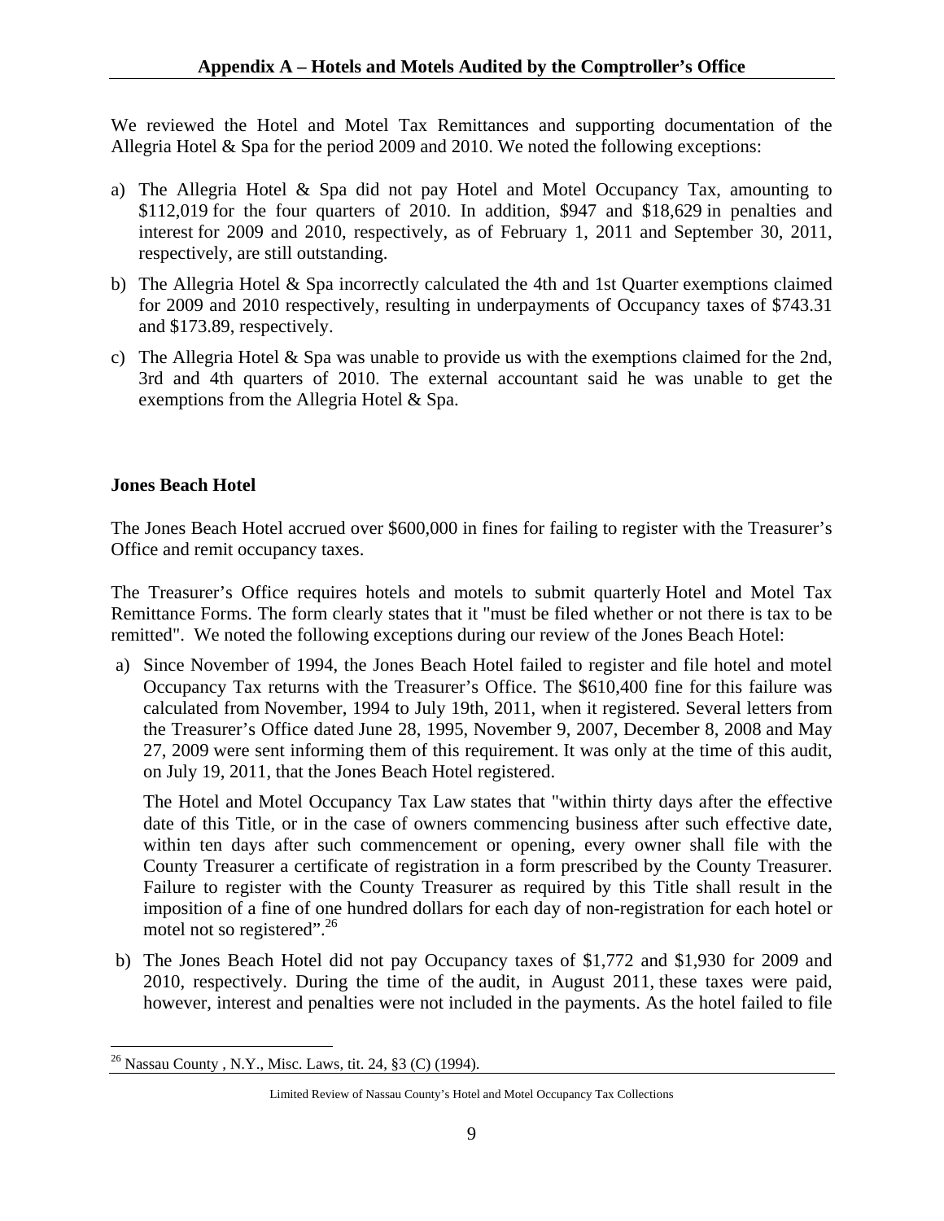## Appendix A – Hotels and Motels Audited by the Comptroller's Office

We reviewed the Hotel and Motel Tax Remittances and supporting documentation of the Allegria Hotel & Spa for the period 2009 and 2010. We noted the following exceptions:

a) The Allegria Hotel & Spa did not pay Hotel and Motel Occupancy Tax, amounting to $112,019 for the four quarters of 2010. In addition, $947 and $18,629 in penalties and interest for 2009 and 2010, respectively, as of February 1, 2011 and September 30, 2011, respectively, are still outstanding.

b) The Allegria Hotel & Spa incorrectly calculated the 4th and 1st Quarter exemptions claimed for 2009 and 2010 respectively, resulting in underpayments of Occupancy taxes of $743.31 and $173.89, respectively.

c) The Allegria Hotel & Spa was unable to provide us with the exemptions claimed for the 2nd, 3rd and 4th quarters of 2010. The external accountant said he was unable to get the exemptions from the Allegria Hotel & Spa.

**Jones Beach Hotel**

The Jones Beach Hotel accrued over $600,000 in fines for failing to register with the Treasurer's Office and remit occupancy taxes.

The Treasurer's Office requires hotels and motels to submit quarterly Hotel and Motel Tax Remittance Forms. The form clearly states that it "must be filed whether or not there is tax to be remitted". We noted the following exceptions during our review of the Jones Beach Hotel:

a) Since November of 1994, the Jones Beach Hotel failed to register and file hotel and motel Occupancy Tax returns with the Treasurer's Office. The $610,400 fine for this failure was calculated from November, 1994 to July 19th, 2011, when it registered. Several letters from the Treasurer's Office dated June 28, 1995, November 9, 2007, December 8, 2008 and May 27, 2009 were sent informing them of this requirement. It was only at the time of this audit, on July 19, 2011, that the Jones Beach Hotel registered.

   The Hotel and Motel Occupancy Tax Law states that "within thirty days after the effective date of this Title, or in the case of owners commencing business after such effective date, within ten days after such commencement or opening, every owner shall file with the County Treasurer a certificate of registration in a form prescribed by the County Treasurer. Failure to register with the County Treasurer as required by this Title shall result in the imposition of a fine of one hundred dollars for each day of non-registration for each hotel or motel not so registered".[26]

b) The Jones Beach Hotel did not pay Occupancy taxes of $1,772 and $1,930 for 2009 and 2010, respectively. During the time of the audit, in August 2011, these taxes were paid, however, interest and penalties were not included in the payments. As the hotel failed to file

[26] Nassau County , N.Y., Misc. Laws, tit. 24, §3 (C) (1994).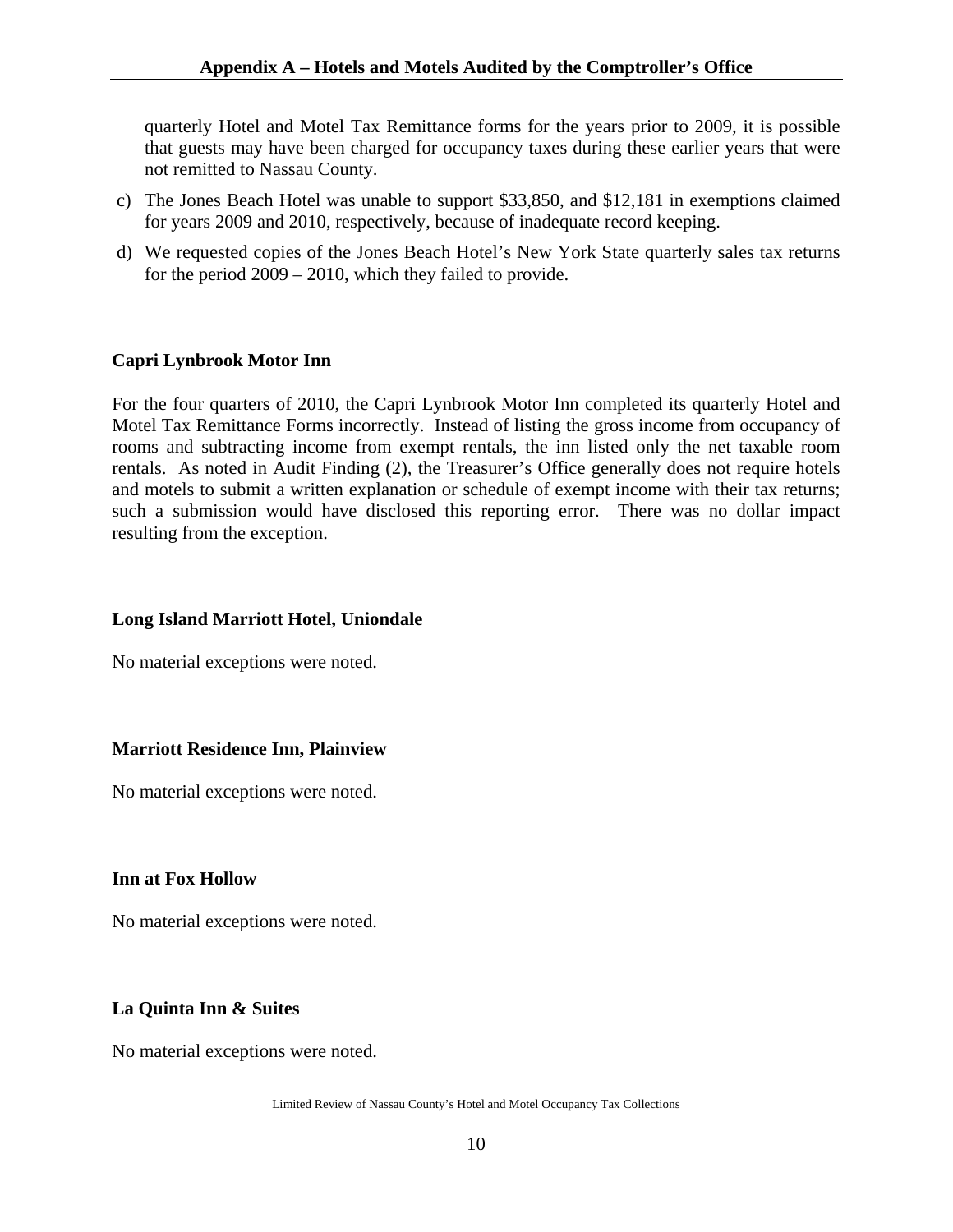quarterly Hotel and Motel Tax Remittance forms for the years prior to 2009, it is possible that guests may have been charged for occupancy taxes during these earlier years that were not remitted to Nassau County.

c) The Jones Beach Hotel was unable to support $33,850, and $12,181 in exemptions claimed for years 2009 and 2010, respectively, because of inadequate record keeping.

d) We requested copies of the Jones Beach Hotel's New York State quarterly sales tax returns for the period 2009 – 2010, which they failed to provide.

**Capri Lynbrook Motor Inn**

For the four quarters of 2010, the Capri Lynbrook Motor Inn completed its quarterly Hotel and Motel Tax Remittance Forms incorrectly. Instead of listing the gross income from occupancy of rooms and subtracting income from exempt rentals, the inn listed only the net taxable room rentals. As noted in Audit Finding (2), the Treasurer's Office generally does not require hotels and motels to submit a written explanation or schedule of exempt income with their tax returns; such a submission would have disclosed this reporting error. There was no dollar impact resulting from the exception.

**Long Island Marriott Hotel, Uniondale**

No material exceptions were noted.

**Marriott Residence Inn, Plainview**

No material exceptions were noted.

**Inn at Fox Hollow**

No material exceptions were noted.

**La Quinta Inn & Suites**

No material exceptions were noted.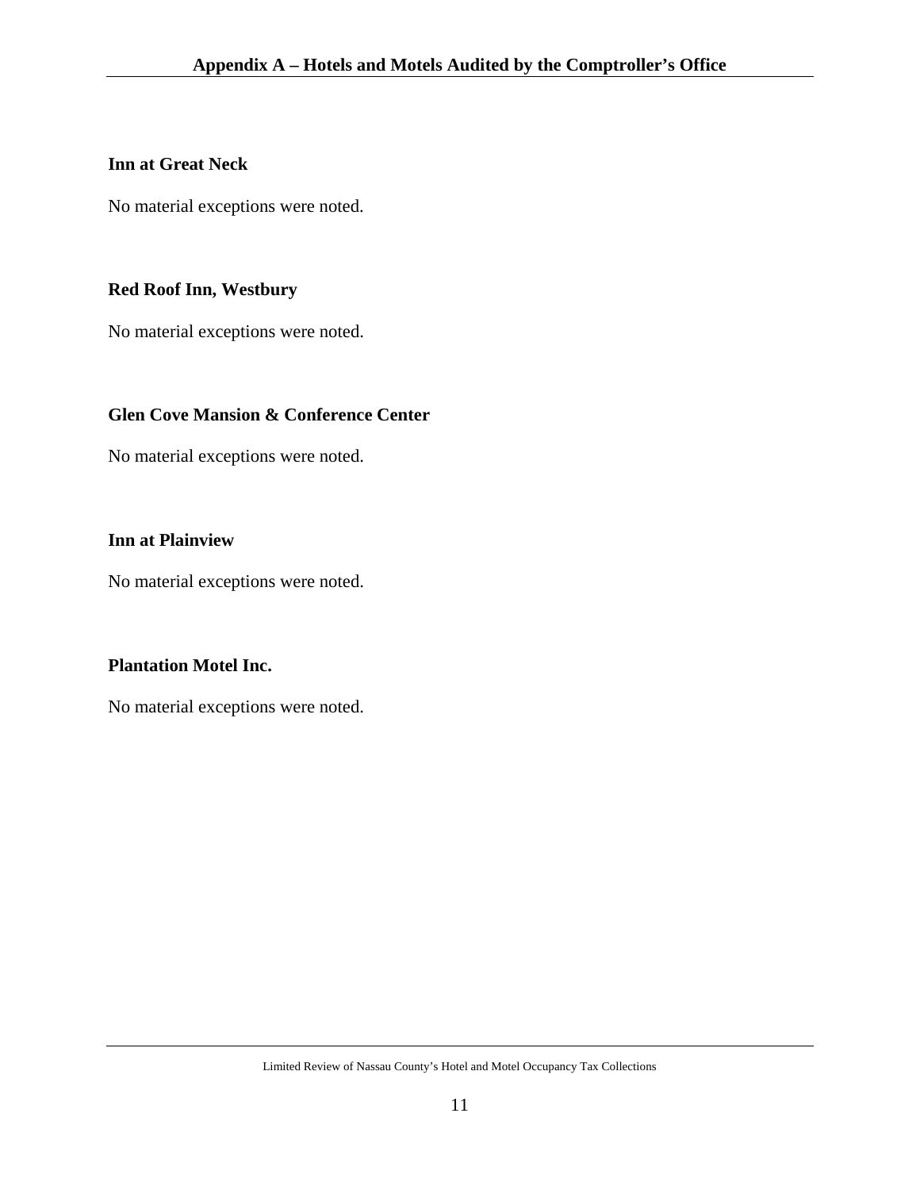**Inn at Great Neck**

No material exceptions were noted.

**Red Roof Inn, Westbury**

No material exceptions were noted.

**Glen Cove Mansion & Conference Center**

No material exceptions were noted.

**Inn at Plainview**

No material exceptions were noted.

**Plantation Motel Inc.**

No material exceptions were noted.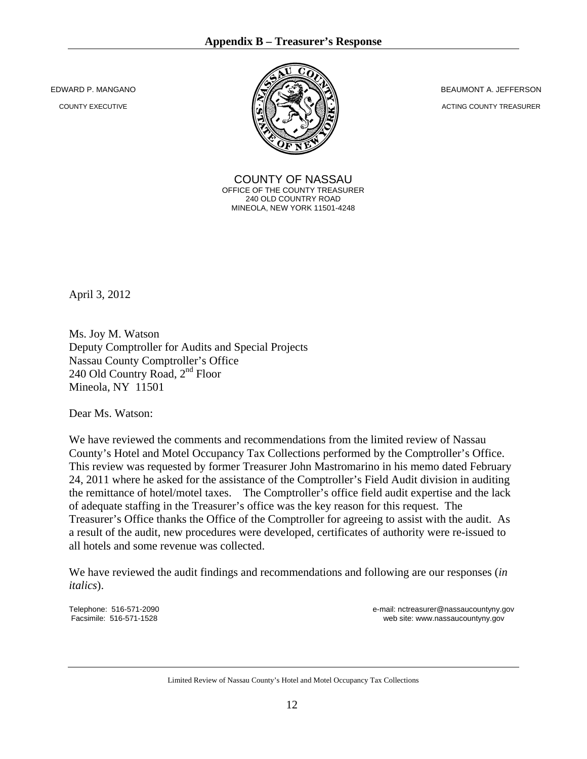## Appendix B – Treasurer's Response

EDWARD P. MANGANO
COUNTY EXECUTIVE

BEAUMONT A. JEFFERSON
ACTING COUNTY TREASURER

COUNTY OF NASSAU
OFFICE OF THE COUNTY TREASURER
240 OLD COUNTRY ROAD
MINEOLA, NEW YORK 11501-4248

April 3, 2012

Ms. Joy M. Watson
Deputy Comptroller for Audits and Special Projects
Nassau County Comptroller's Office
240 Old Country Road, 2nd Floor
Mineola, NY 11501

Dear Ms. Watson:

We have reviewed the comments and recommendations from the limited review of Nassau County's Hotel and Motel Occupancy Tax Collections performed by the Comptroller's Office. This review was requested by former Treasurer John Mastromarino in his memo dated February 24, 2011 where he asked for the assistance of the Comptroller's Field Audit division in auditing the remittance of hotel/motel taxes. The Comptroller's office field audit expertise and the lack of adequate staffing in the Treasurer's office was the key reason for this request. The Treasurer's Office thanks the Office of the Comptroller for agreeing to assist with the audit. As a result of the audit, new procedures were developed, certificates of authority were re-issued to all hotels and some revenue was collected.

We have reviewed the audit findings and recommendations and following are our responses (*in italics*).

Telephone: 516-571-2090
Facsimile: 516-571-1528

e-mail: nctreasurer@nassaucountyny.gov
web site: www.nassaucountyny.gov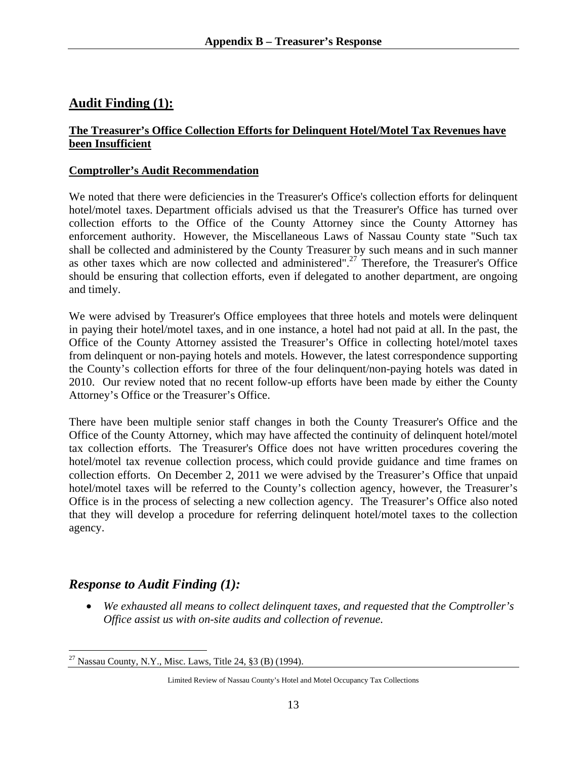## Audit Finding (1):

**The Treasurer's Office Collection Efforts for Delinquent Hotel/Motel Tax Revenues have been Insufficient**

**Comptroller's Audit Recommendation**

We noted that there were deficiencies in the Treasurer's Office's collection efforts for delinquent hotel/motel taxes. Department officials advised us that the Treasurer's Office has turned over collection efforts to the Office of the County Attorney since the County Attorney has enforcement authority. However, the Miscellaneous Laws of Nassau County state "Such tax shall be collected and administered by the County Treasurer by such means and in such manner as other taxes which are now collected and administered".[27] Therefore, the Treasurer's Office should be ensuring that collection efforts, even if delegated to another department, are ongoing and timely.

We were advised by Treasurer's Office employees that three hotels and motels were delinquent in paying their hotel/motel taxes, and in one instance, a hotel had not paid at all. In the past, the Office of the County Attorney assisted the Treasurer's Office in collecting hotel/motel taxes from delinquent or non-paying hotels and motels. However, the latest correspondence supporting the County's collection efforts for three of the four delinquent/non-paying hotels was dated in 2010. Our review noted that no recent follow-up efforts have been made by either the County Attorney's Office or the Treasurer's Office.

There have been multiple senior staff changes in both the County Treasurer's Office and the Office of the County Attorney, which may have affected the continuity of delinquent hotel/motel tax collection efforts. The Treasurer's Office does not have written procedures covering the hotel/motel tax revenue collection process, which could provide guidance and time frames on collection efforts. On December 2, 2011 we were advised by the Treasurer's Office that unpaid hotel/motel taxes will be referred to the County's collection agency, however, the Treasurer's Office is in the process of selecting a new collection agency. The Treasurer's Office also noted that they will develop a procedure for referring delinquent hotel/motel taxes to the collection agency.

## *Response to Audit Finding (1):*

- *We exhausted all means to collect delinquent taxes, and requested that the Comptroller's Office assist us with on-site audits and collection of revenue.*

[27] Nassau County, N.Y., Misc. Laws, Title 24, §3 (B) (1994).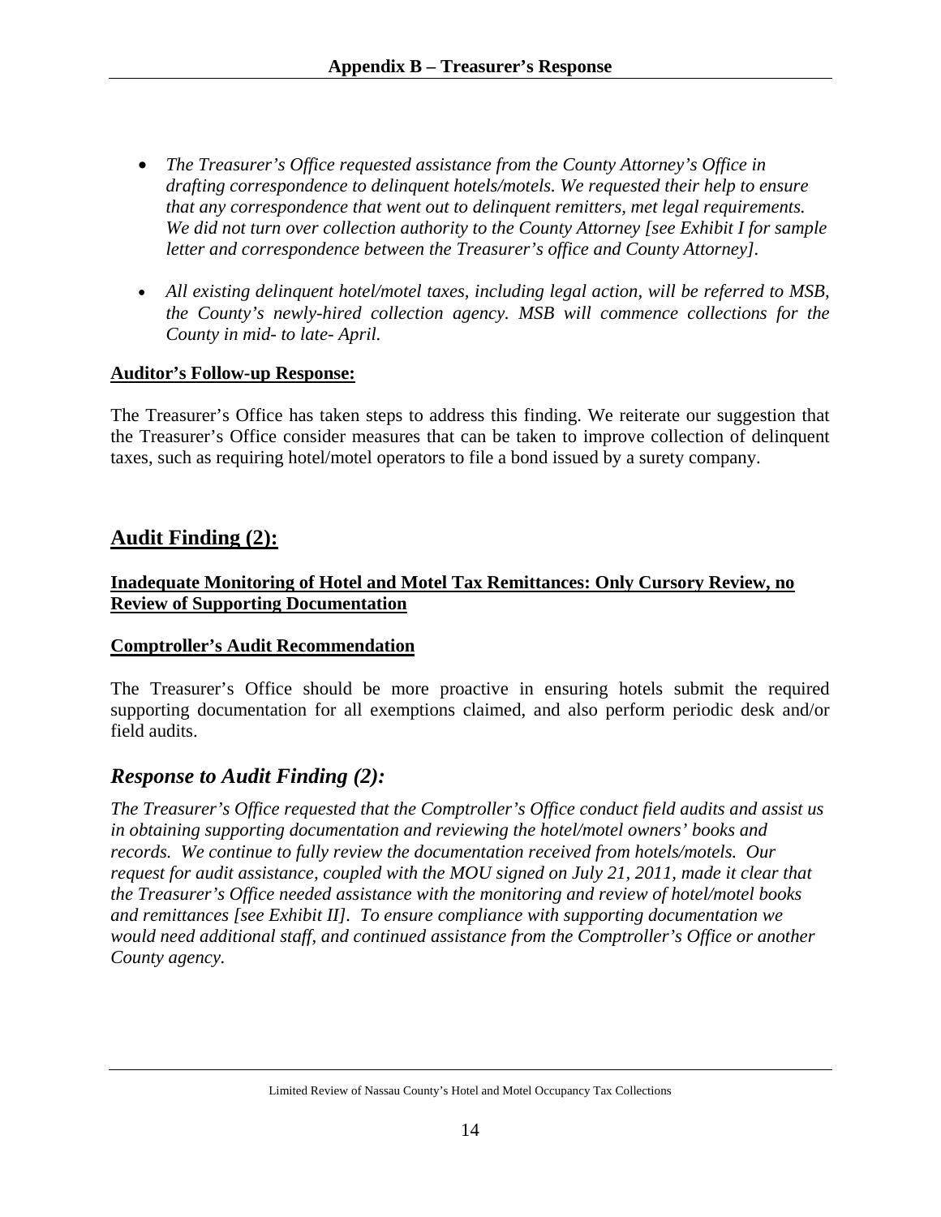- *The Treasurer's Office requested assistance from the County Attorney's Office in drafting correspondence to delinquent hotels/motels. We requested their help to ensure that any correspondence that went out to delinquent remitters, met legal requirements. We did not turn over collection authority to the County Attorney [see Exhibit I for sample letter and correspondence between the Treasurer's office and County Attorney].*
- *All existing delinquent hotel/motel taxes, including legal action, will be referred to MSB, the County's newly-hired collection agency. MSB will commence collections for the County in mid- to late- April.*

**Auditor's Follow-up Response:**

The Treasurer's Office has taken steps to address this finding. We reiterate our suggestion that the Treasurer's Office consider measures that can be taken to improve collection of delinquent taxes, such as requiring hotel/motel operators to file a bond issued by a surety company.

## Audit Finding (2):

**Inadequate Monitoring of Hotel and Motel Tax Remittances: Only Cursory Review, no Review of Supporting Documentation**

**Comptroller's Audit Recommendation**

The Treasurer's Office should be more proactive in ensuring hotels submit the required supporting documentation for all exemptions claimed, and also perform periodic desk and/or field audits.

## *Response to Audit Finding (2):*

*The Treasurer's Office requested that the Comptroller's Office conduct field audits and assist us in obtaining supporting documentation and reviewing the hotel/motel owners' books and records. We continue to fully review the documentation received from hotels/motels. Our request for audit assistance, coupled with the MOU signed on July 21, 2011, made it clear that the Treasurer's Office needed assistance with the monitoring and review of hotel/motel books and remittances [see Exhibit II]. To ensure compliance with supporting documentation we would need additional staff, and continued assistance from the Comptroller's Office or another County agency.*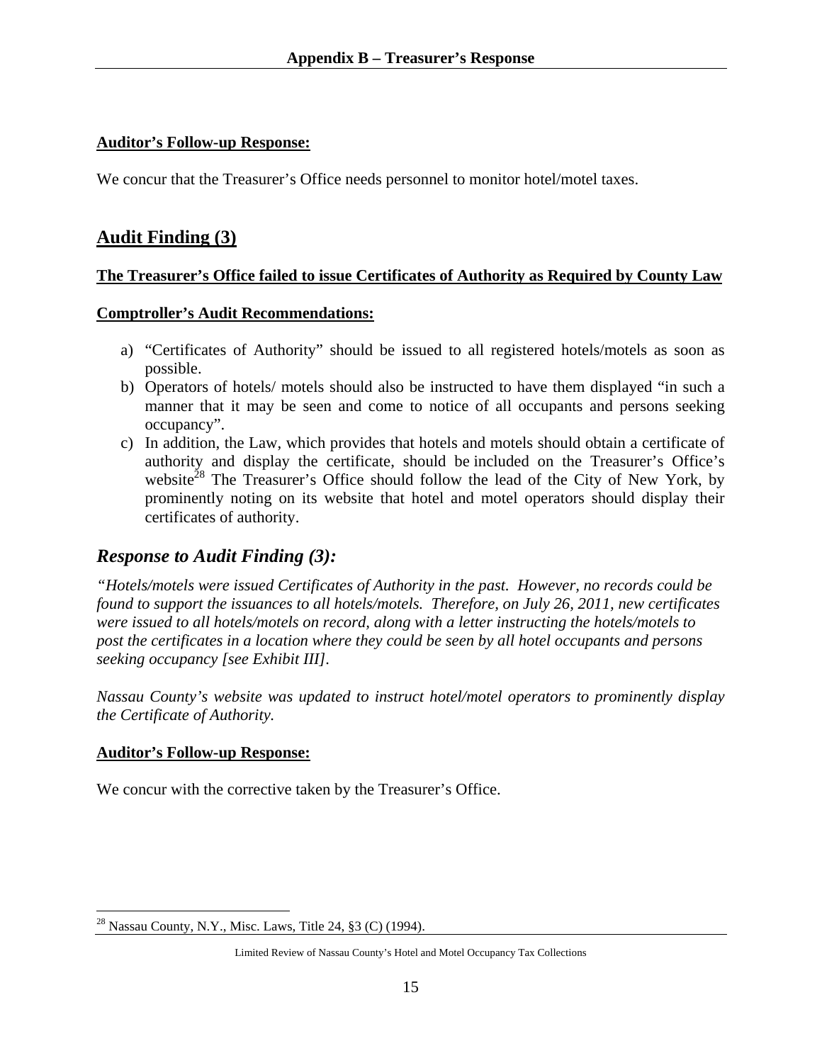**Auditor's Follow-up Response:**

We concur that the Treasurer's Office needs personnel to monitor hotel/motel taxes.

## Audit Finding (3)

**The Treasurer's Office failed to issue Certificates of Authority as Required by County Law**

**Comptroller's Audit Recommendations:**

a) "Certificates of Authority" should be issued to all registered hotels/motels as soon as possible.
b) Operators of hotels/ motels should also be instructed to have them displayed "in such a manner that it may be seen and come to notice of all occupants and persons seeking occupancy".
c) In addition, the Law, which provides that hotels and motels should obtain a certificate of authority and display the certificate, should be included on the Treasurer's Office's website[28] The Treasurer's Office should follow the lead of the City of New York, by prominently noting on its website that hotel and motel operators should display their certificates of authority.

## *Response to Audit Finding (3):*

*"Hotels/motels were issued Certificates of Authority in the past. However, no records could be found to support the issuances to all hotels/motels. Therefore, on July 26, 2011, new certificates were issued to all hotels/motels on record, along with a letter instructing the hotels/motels to post the certificates in a location where they could be seen by all hotel occupants and persons seeking occupancy [see Exhibit III].*

*Nassau County's website was updated to instruct hotel/motel operators to prominently display the Certificate of Authority.*

**Auditor's Follow-up Response:**

We concur with the corrective taken by the Treasurer's Office.

[28] Nassau County, N.Y., Misc. Laws, Title 24, §3 (C) (1994).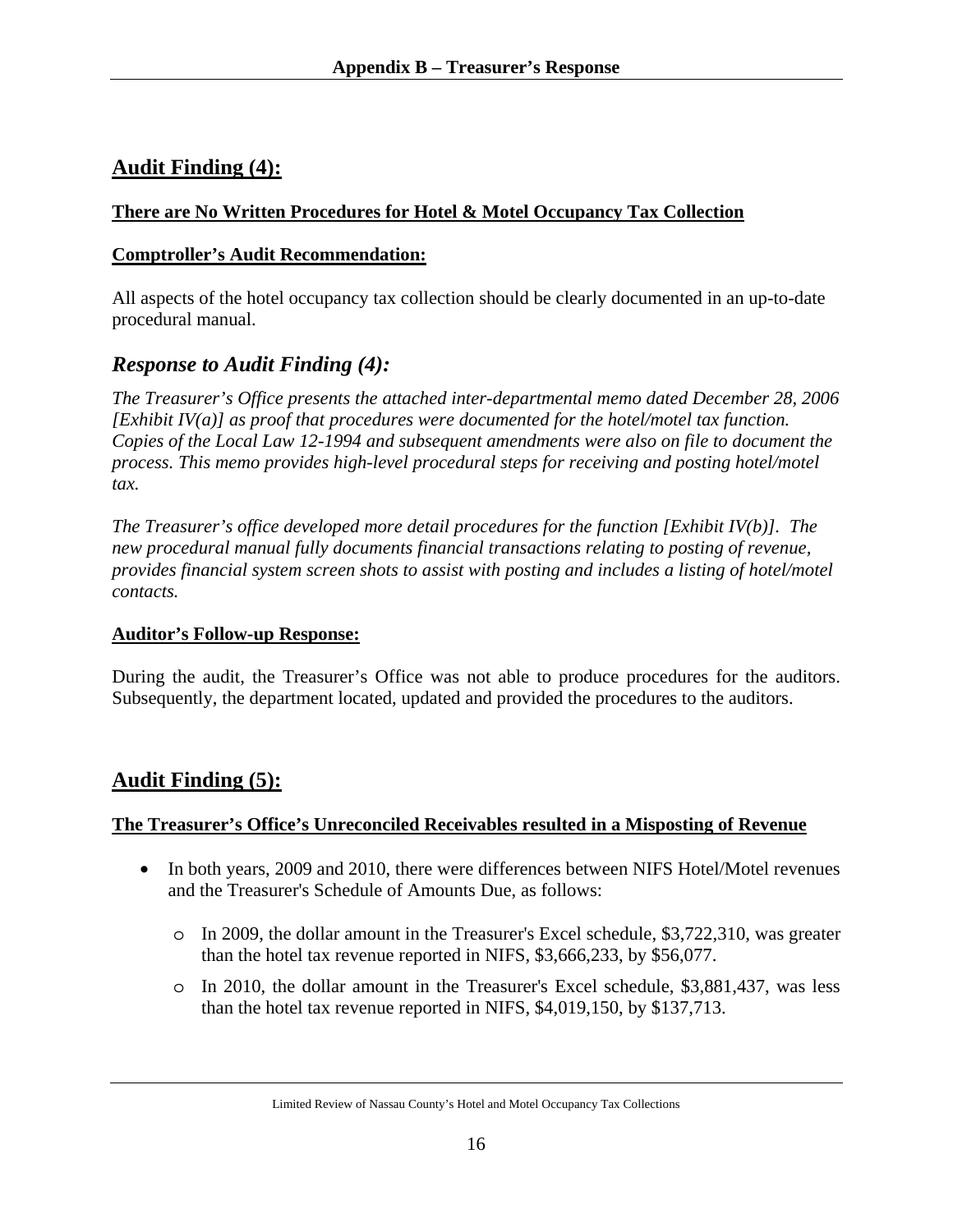## Audit Finding (4):

**There are No Written Procedures for Hotel & Motel Occupancy Tax Collection**

**Comptroller's Audit Recommendation:**

All aspects of the hotel occupancy tax collection should be clearly documented in an up-to-date procedural manual.

### *Response to Audit Finding (4):*

*The Treasurer's Office presents the attached inter-departmental memo dated December 28, 2006 [Exhibit IV(a)] as proof that procedures were documented for the hotel/motel tax function. Copies of the Local Law 12-1994 and subsequent amendments were also on file to document the process. This memo provides high-level procedural steps for receiving and posting hotel/motel tax.*

*The Treasurer's office developed more detail procedures for the function [Exhibit IV(b)]. The new procedural manual fully documents financial transactions relating to posting of revenue, provides financial system screen shots to assist with posting and includes a listing of hotel/motel contacts.*

**Auditor's Follow-up Response:**

During the audit, the Treasurer's Office was not able to produce procedures for the auditors. Subsequently, the department located, updated and provided the procedures to the auditors.

## Audit Finding (5):

**The Treasurer's Office's Unreconciled Receivables resulted in a Misposting of Revenue**

- In both years, 2009 and 2010, there were differences between NIFS Hotel/Motel revenues and the Treasurer's Schedule of Amounts Due, as follows:
  - In 2009, the dollar amount in the Treasurer's Excel schedule, $3,722,310, was greater than the hotel tax revenue reported in NIFS, $3,666,233, by $56,077.
  - In 2010, the dollar amount in the Treasurer's Excel schedule, $3,881,437, was less than the hotel tax revenue reported in NIFS, $4,019,150, by $137,713.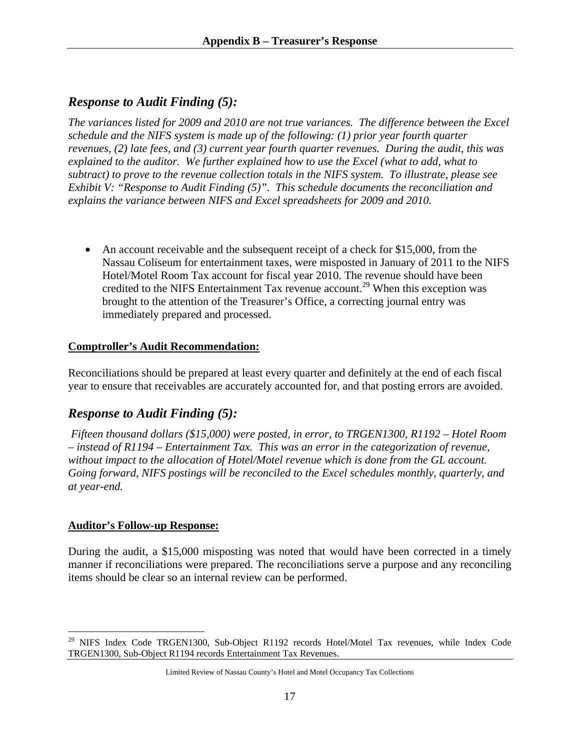## Response to Audit Finding (5):

*The variances listed for 2009 and 2010 are not true variances. The difference between the Excel schedule and the NIFS system is made up of the following: (1) prior year fourth quarter revenues, (2) late fees, and (3) current year fourth quarter revenues. During the audit, this was explained to the auditor. We further explained how to use the Excel (what to add, what to subtract) to prove to the revenue collection totals in the NIFS system. To illustrate, please see Exhibit V: "Response to Audit Finding (5)". This schedule documents the reconciliation and explains the variance between NIFS and Excel spreadsheets for 2009 and 2010.*

- An account receivable and the subsequent receipt of a check for $15,000, from the Nassau Coliseum for entertainment taxes, were misposted in January of 2011 to the NIFS Hotel/Motel Room Tax account for fiscal year 2010. The revenue should have been credited to the NIFS Entertainment Tax revenue account.[29] When this exception was brought to the attention of the Treasurer's Office, a correcting journal entry was immediately prepared and processed.

**Comptroller's Audit Recommendation:**

Reconciliations should be prepared at least every quarter and definitely at the end of each fiscal year to ensure that receivables are accurately accounted for, and that posting errors are avoided.

## Response to Audit Finding (5):

*Fifteen thousand dollars ($15,000) were posted, in error, to TRGEN1300, R1192 – Hotel Room – instead of R1194 – Entertainment Tax. This was an error in the categorization of revenue, without impact to the allocation of Hotel/Motel revenue which is done from the GL account. Going forward, NIFS postings will be reconciled to the Excel schedules monthly, quarterly, and at year-end.*

**Auditor's Follow-up Response:**

During the audit, a $15,000 misposting was noted that would have been corrected in a timely manner if reconciliations were prepared. The reconciliations serve a purpose and any reconciling items should be clear so an internal review can be performed.

---

[29] NIFS Index Code TRGEN1300, Sub-Object R1192 records Hotel/Motel Tax revenues, while Index Code TRGEN1300, Sub-Object R1194 records Entertainment Tax Revenues.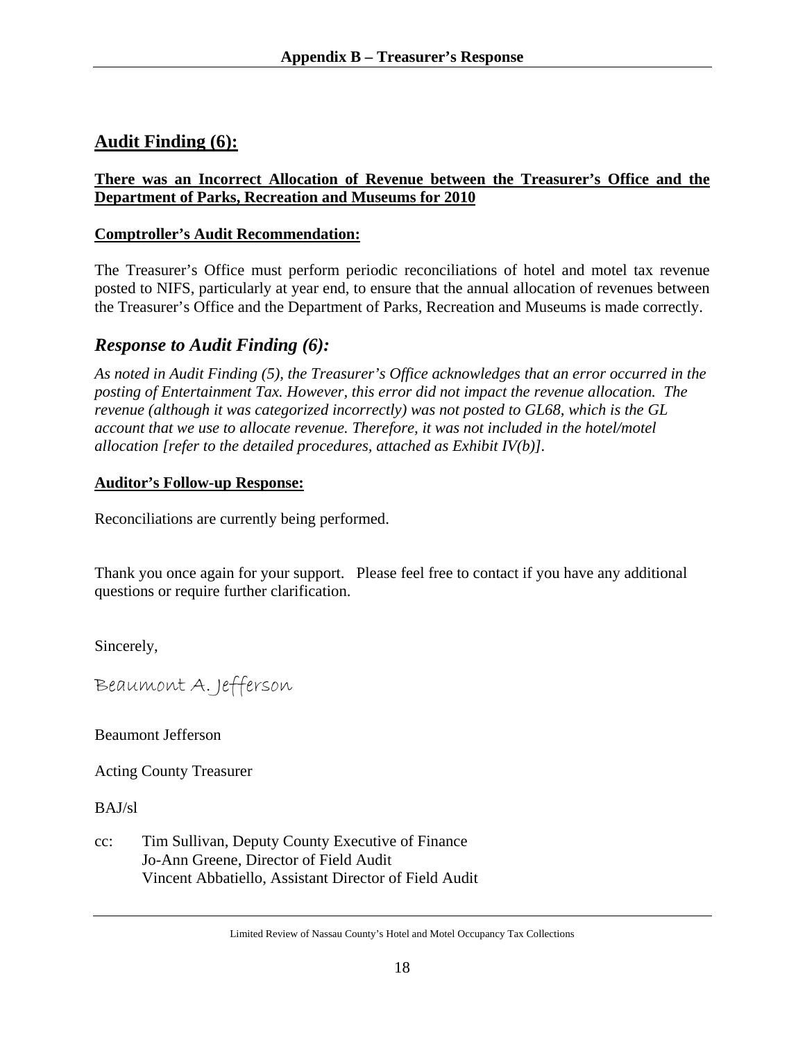## Audit Finding (6):

**There was an Incorrect Allocation of Revenue between the Treasurer's Office and the Department of Parks, Recreation and Museums for 2010**

**Comptroller's Audit Recommendation:**

The Treasurer's Office must perform periodic reconciliations of hotel and motel tax revenue posted to NIFS, particularly at year end, to ensure that the annual allocation of revenues between the Treasurer's Office and the Department of Parks, Recreation and Museums is made correctly.

## *Response to Audit Finding (6):*

*As noted in Audit Finding (5), the Treasurer's Office acknowledges that an error occurred in the posting of Entertainment Tax. However, this error did not impact the revenue allocation. The revenue (although it was categorized incorrectly) was not posted to GL68, which is the GL account that we use to allocate revenue. Therefore, it was not included in the hotel/motel allocation [refer to the detailed procedures, attached as Exhibit IV(b)].*

**Auditor's Follow-up Response:**

Reconciliations are currently being performed.

Thank you once again for your support. Please feel free to contact if you have any additional questions or require further clarification.

Sincerely,

Beaumont A. Jefferson

Beaumont Jefferson

Acting County Treasurer

BAJ/sl

cc: Tim Sullivan, Deputy County Executive of Finance
Jo-Ann Greene, Director of Field Audit
Vincent Abbatiello, Assistant Director of Field Audit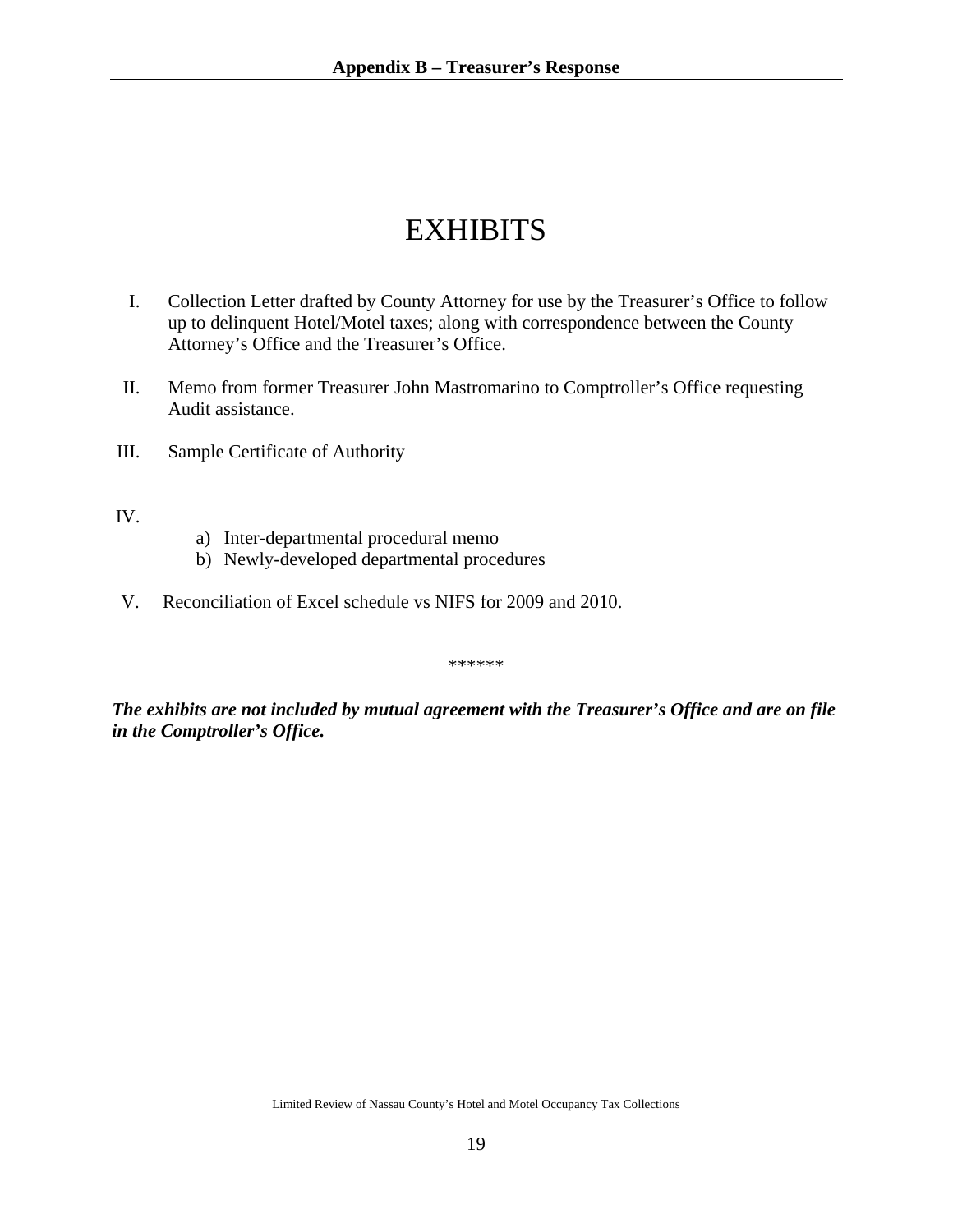# EXHIBITS

I. Collection Letter drafted by County Attorney for use by the Treasurer's Office to follow up to delinquent Hotel/Motel taxes; along with correspondence between the County Attorney's Office and the Treasurer's Office.

II. Memo from former Treasurer John Mastromarino to Comptroller's Office requesting Audit assistance.

III. Sample Certificate of Authority

IV.
   a) Inter-departmental procedural memo
   b) Newly-developed departmental procedures

V. Reconciliation of Excel schedule vs NIFS for 2009 and 2010.

******

***The exhibits are not included by mutual agreement with the Treasurer's Office and are on file in the Comptroller's Office.***